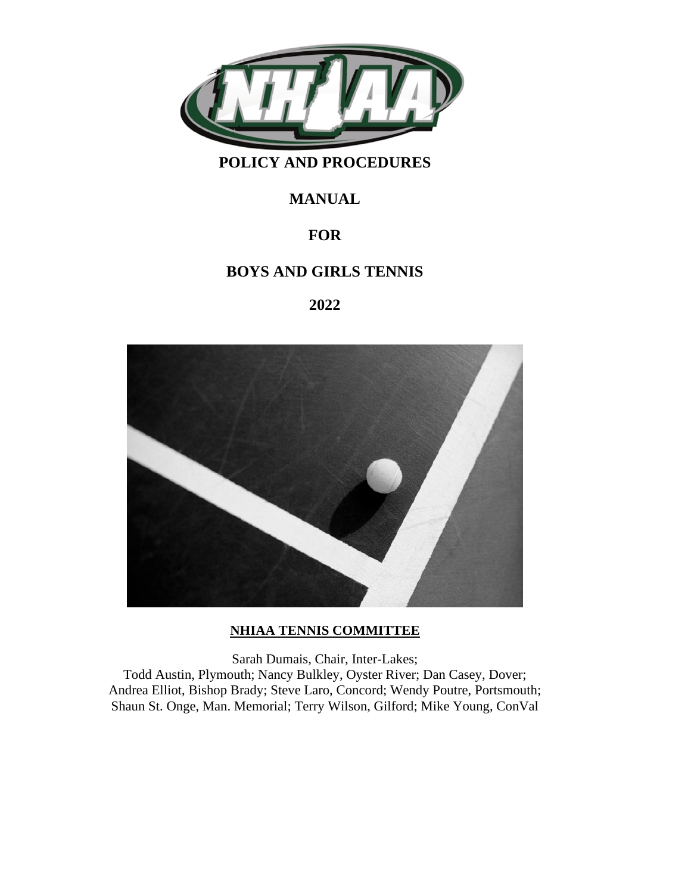# POLICY AND PROCEDURES

# MANUAL

# FOR

# BOYS AND GIRLS TENNIS

# 2022

**NHIAA TENNIS COMMITTEE**

Sarah Dumais, Chair, Inter-Lakes;
Todd Austin, Plymouth; Nancy Bulkley, Oyster River; Dan Casey, Dover;
Andrea Elliot, Bishop Brady; Steve Laro, Concord; Wendy Poutre, Portsmouth;
Shaun St. Onge, Man. Memorial; Terry Wilson, Gilford; Mike Young, ConVal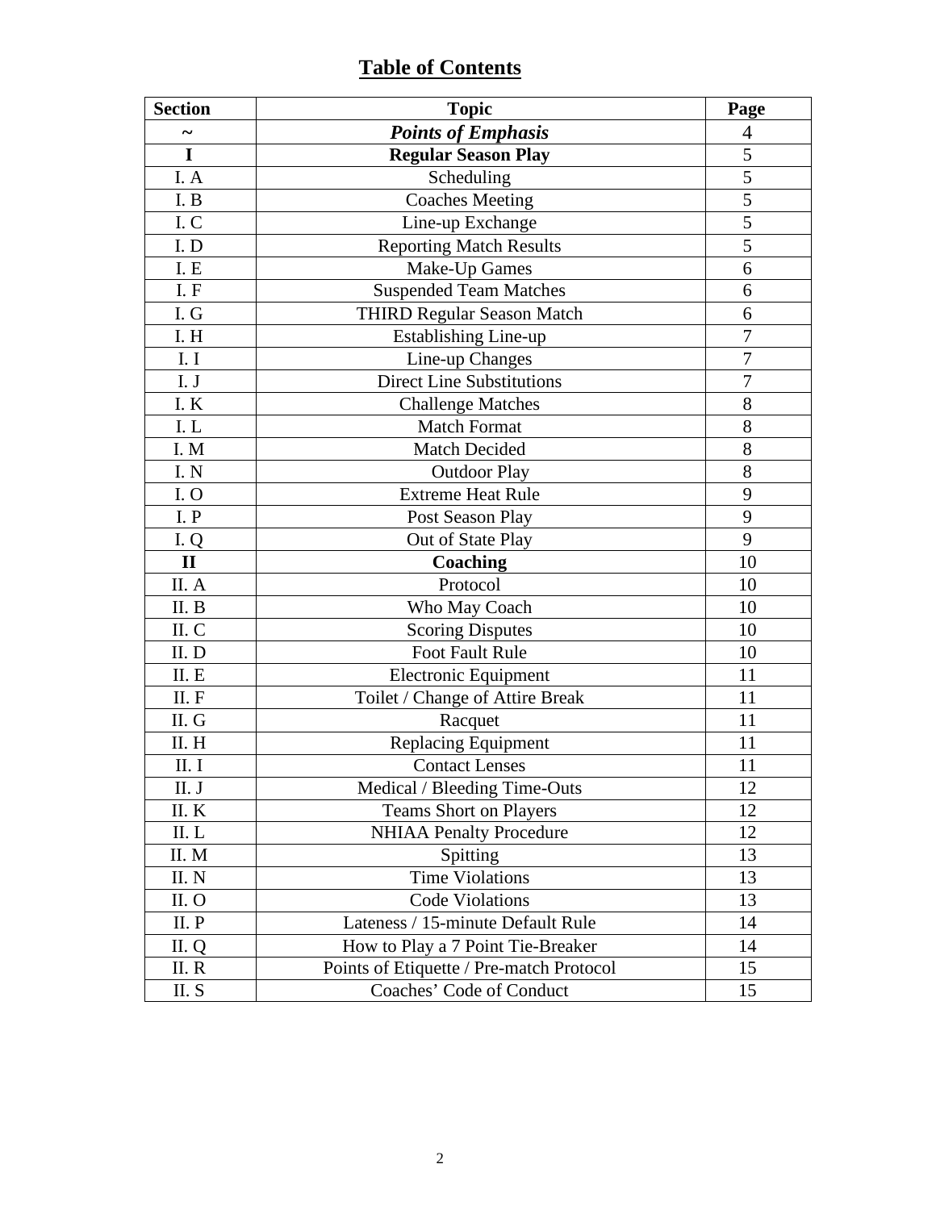# Table of Contents

| Section | Topic | Page |
|---|---|---|
| ~ | ***Points of Emphasis*** | 4 |
| **I** | **Regular Season Play** | 5 |
| I. A | Scheduling | 5 |
| I. B | Coaches Meeting | 5 |
| I. C | Line-up Exchange | 5 |
| I. D | Reporting Match Results | 5 |
| I. E | Make-Up Games | 6 |
| I. F | Suspended Team Matches | 6 |
| I. G | THIRD Regular Season Match | 6 |
| I. H | Establishing Line-up | 7 |
| I. I | Line-up Changes | 7 |
| I. J | Direct Line Substitutions | 7 |
| I. K | Challenge Matches | 8 |
| I. L | Match Format | 8 |
| I. M | Match Decided | 8 |
| I. N | Outdoor Play | 8 |
| I. O | Extreme Heat Rule | 9 |
| I. P | Post Season Play | 9 |
| I. Q | Out of State Play | 9 |
| **II** | **Coaching** | 10 |
| II. A | Protocol | 10 |
| II. B | Who May Coach | 10 |
| II. C | Scoring Disputes | 10 |
| II. D | Foot Fault Rule | 10 |
| II. E | Electronic Equipment | 11 |
| II. F | Toilet / Change of Attire Break | 11 |
| II. G | Racquet | 11 |
| II. H | Replacing Equipment | 11 |
| II. I | Contact Lenses | 11 |
| II. J | Medical / Bleeding Time-Outs | 12 |
| II. K | Teams Short on Players | 12 |
| II. L | NHIAA Penalty Procedure | 12 |
| II. M | Spitting | 13 |
| II. N | Time Violations | 13 |
| II. O | Code Violations | 13 |
| II. P | Lateness / 15-minute Default Rule | 14 |
| II. Q | How to Play a 7 Point Tie-Breaker | 14 |
| II. R | Points of Etiquette / Pre-match Protocol | 15 |
| II. S | Coaches' Code of Conduct | 15 |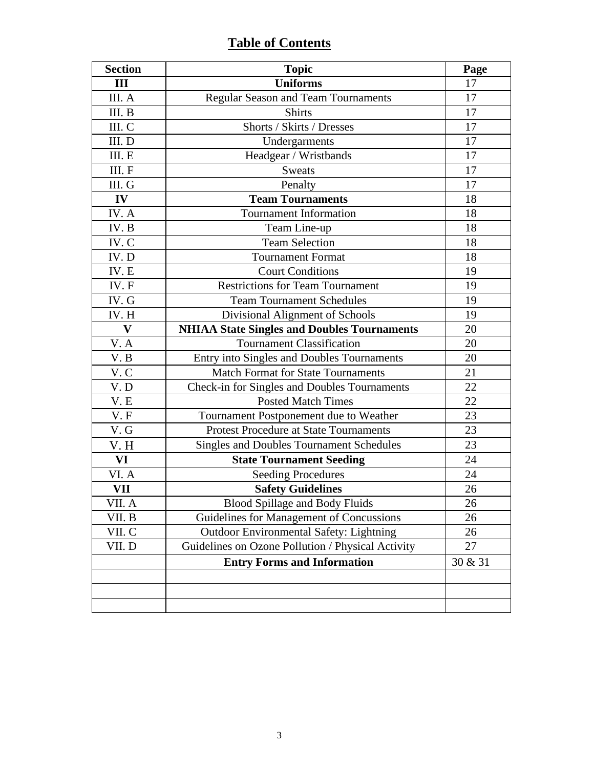## Table of Contents

| Section | Topic | Page |
|---|---|---|
| **III** | **Uniforms** | 17 |
| III. A | Regular Season and Team Tournaments | 17 |
| III. B | Shirts | 17 |
| III. C | Shorts / Skirts / Dresses | 17 |
| III. D | Undergarments | 17 |
| III. E | Headgear / Wristbands | 17 |
| III. F | Sweats | 17 |
| III. G | Penalty | 17 |
| **IV** | **Team Tournaments** | 18 |
| IV. A | Tournament Information | 18 |
| IV. B | Team Line-up | 18 |
| IV. C | Team Selection | 18 |
| IV. D | Tournament Format | 18 |
| IV. E | Court Conditions | 19 |
| IV. F | Restrictions for Team Tournament | 19 |
| IV. G | Team Tournament Schedules | 19 |
| IV. H | Divisional Alignment of Schools | 19 |
| **V** | **NHIAA State Singles and Doubles Tournaments** | 20 |
| V. A | Tournament Classification | 20 |
| V. B | Entry into Singles and Doubles Tournaments | 20 |
| V. C | Match Format for State Tournaments | 21 |
| V. D | Check-in for Singles and Doubles Tournaments | 22 |
| V. E | Posted Match Times | 22 |
| V. F | Tournament Postponement due to Weather | 23 |
| V. G | Protest Procedure at State Tournaments | 23 |
| V. H | Singles and Doubles Tournament Schedules | 23 |
| **VI** | **State Tournament Seeding** | 24 |
| VI. A | Seeding Procedures | 24 |
| **VII** | **Safety Guidelines** | 26 |
| VII. A | Blood Spillage and Body Fluids | 26 |
| VII. B | Guidelines for Management of Concussions | 26 |
| VII. C | Outdoor Environmental Safety: Lightning | 26 |
| VII. D | Guidelines on Ozone Pollution / Physical Activity | 27 |
| | **Entry Forms and Information** | 30 & 31 |
| | | |
| | | |
| | | |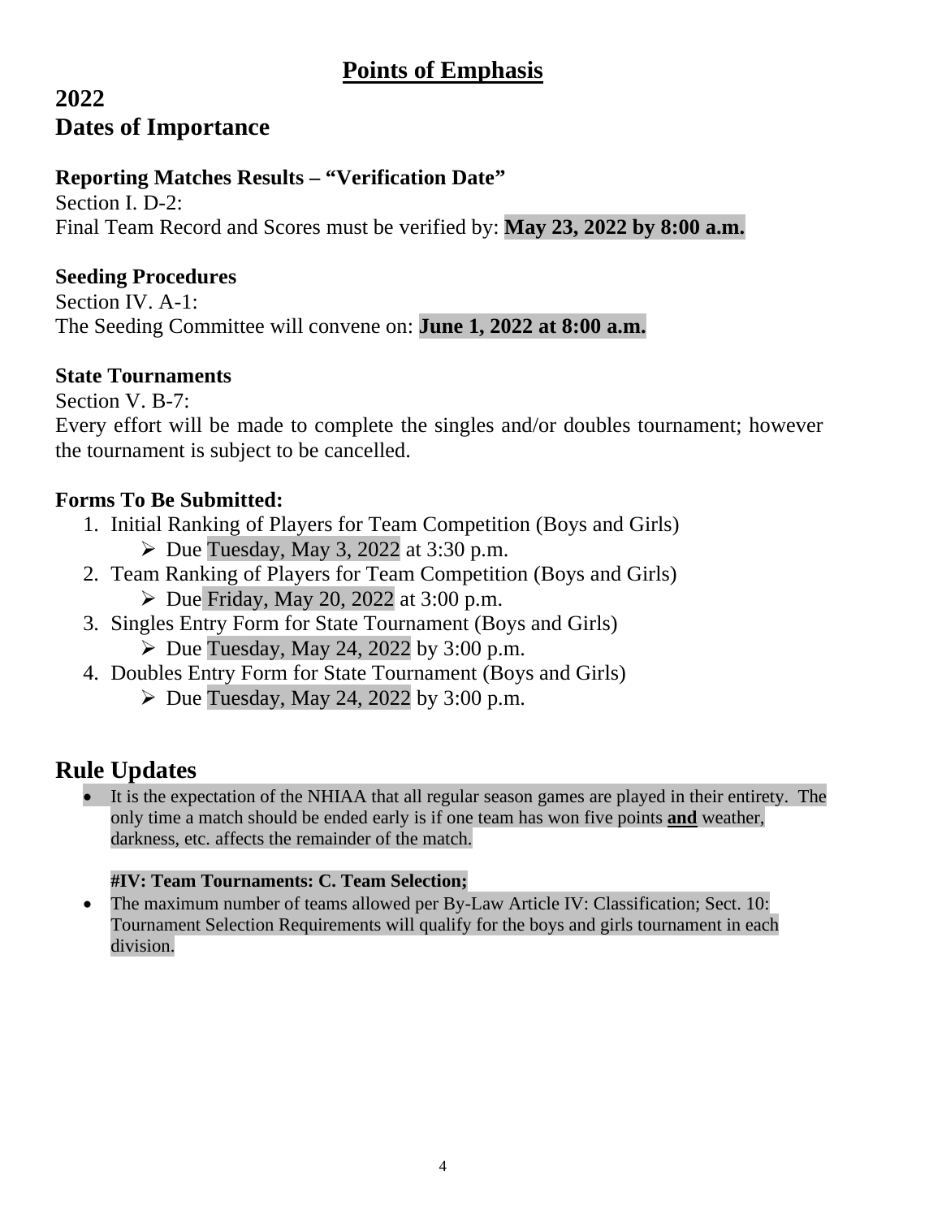# Points of Emphasis

## 2022
## Dates of Importance

### Reporting Matches Results – "Verification Date"

Section I. D-2:
Final Team Record and Scores must be verified by: **May 23, 2022 by 8:00 a.m.**

### Seeding Procedures

Section IV. A-1:
The Seeding Committee will convene on: **June 1, 2022 at 8:00 a.m.**

### State Tournaments

Section V. B-7:
Every effort will be made to complete the singles and/or doubles tournament; however the tournament is subject to be cancelled.

### Forms To Be Submitted:

1. Initial Ranking of Players for Team Competition (Boys and Girls)
   - Due Tuesday, May 3, 2022 at 3:30 p.m.
2. Team Ranking of Players for Team Competition (Boys and Girls)
   - Due Friday, May 20, 2022 at 3:00 p.m.
3. Singles Entry Form for State Tournament (Boys and Girls)
   - Due Tuesday, May 24, 2022 by 3:00 p.m.
4. Doubles Entry Form for State Tournament (Boys and Girls)
   - Due Tuesday, May 24, 2022 by 3:00 p.m.

## Rule Updates

- It is the expectation of the NHIAA that all regular season games are played in their entirety. The only time a match should be ended early is if one team has won five points **and** weather, darkness, etc. affects the remainder of the match.

**#IV: Team Tournaments: C. Team Selection;**

- The maximum number of teams allowed per By-Law Article IV: Classification; Sect. 10: Tournament Selection Requirements will qualify for the boys and girls tournament in each division.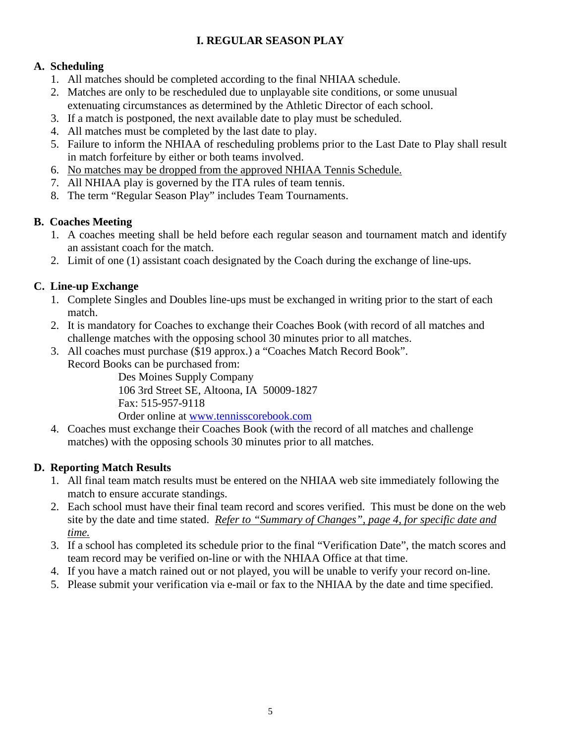# I. REGULAR SEASON PLAY

## A. Scheduling

1. All matches should be completed according to the final NHIAA schedule.
2. Matches are only to be rescheduled due to unplayable site conditions, or some unusual extenuating circumstances as determined by the Athletic Director of each school.
3. If a match is postponed, the next available date to play must be scheduled.
4. All matches must be completed by the last date to play.
5. Failure to inform the NHIAA of rescheduling problems prior to the Last Date to Play shall result in match forfeiture by either or both teams involved.
6. <u>No matches may be dropped from the approved NHIAA Tennis Schedule.</u>
7. All NHIAA play is governed by the ITA rules of team tennis.
8. The term "Regular Season Play" includes Team Tournaments.

## B. Coaches Meeting

1. A coaches meeting shall be held before each regular season and tournament match and identify an assistant coach for the match.
2. Limit of one (1) assistant coach designated by the Coach during the exchange of line-ups.

## C. Line-up Exchange

1. Complete Singles and Doubles line-ups must be exchanged in writing prior to the start of each match.
2. It is mandatory for Coaches to exchange their Coaches Book (with record of all matches and challenge matches with the opposing school 30 minutes prior to all matches.
3. All coaches must purchase ($19 approx.) a "Coaches Match Record Book".
   Record Books can be purchased from:

   Des Moines Supply Company
   106 3rd Street SE, Altoona, IA 50009-1827
   Fax: 515-957-9118
   Order online at www.tennisscorebook.com
4. Coaches must exchange their Coaches Book (with the record of all matches and challenge matches) with the opposing schools 30 minutes prior to all matches.

## D. Reporting Match Results

1. All final team match results must be entered on the NHIAA web site immediately following the match to ensure accurate standings.
2. Each school must have their final team record and scores verified. This must be done on the web site by the date and time stated. *<u>Refer to "Summary of Changes", page 4, for specific date and time.</u>*
3. If a school has completed its schedule prior to the final "Verification Date", the match scores and team record may be verified on-line or with the NHIAA Office at that time.
4. If you have a match rained out or not played, you will be unable to verify your record on-line.
5. Please submit your verification via e-mail or fax to the NHIAA by the date and time specified.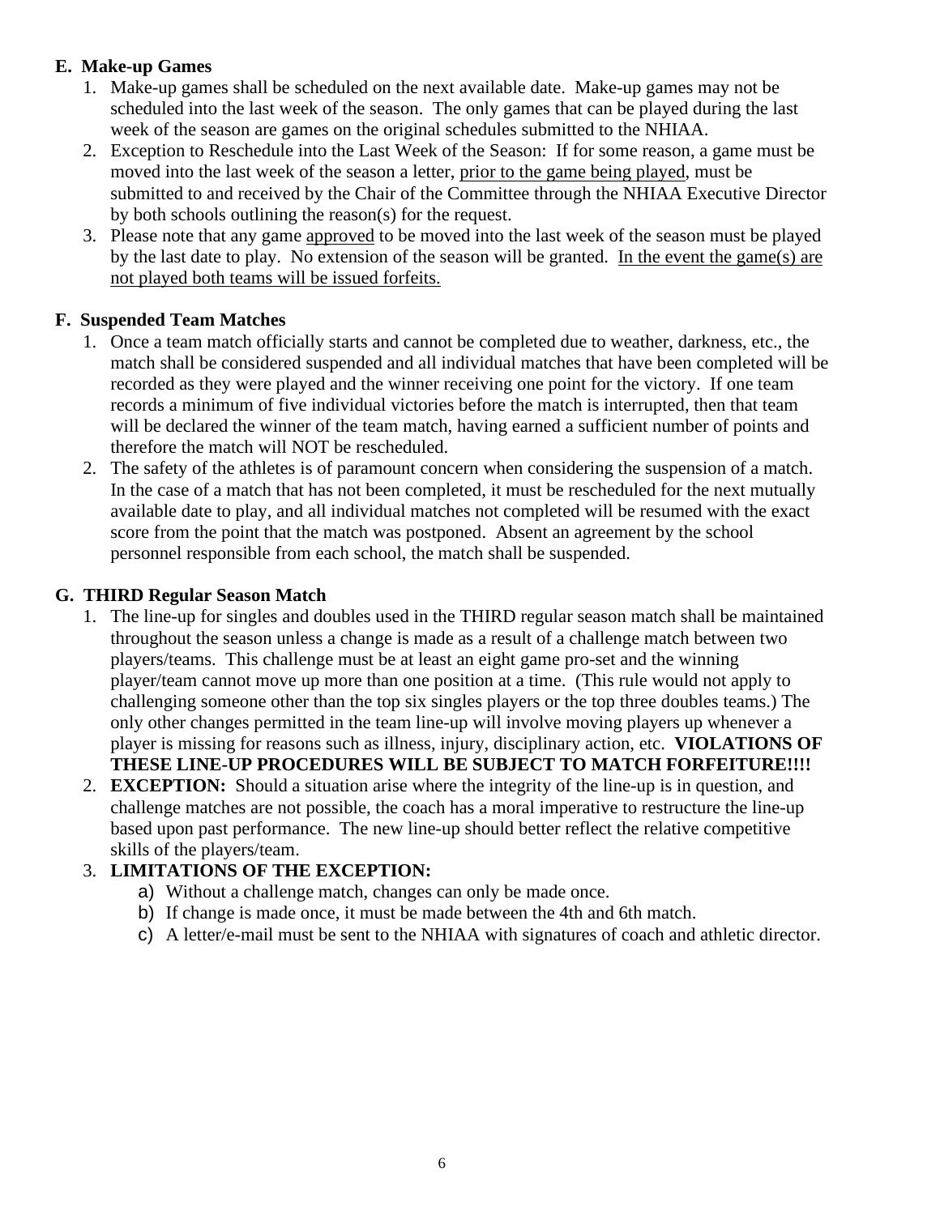### E. Make-up Games

1. Make-up games shall be scheduled on the next available date. Make-up games may not be scheduled into the last week of the season. The only games that can be played during the last week of the season are games on the original schedules submitted to the NHIAA.
2. Exception to Reschedule into the Last Week of the Season: If for some reason, a game must be moved into the last week of the season a letter, <u>prior to the game being played</u>, must be submitted to and received by the Chair of the Committee through the NHIAA Executive Director by both schools outlining the reason(s) for the request.
3. Please note that any game <u>approved</u> to be moved into the last week of the season must be played by the last date to play. No extension of the season will be granted. <u>In the event the game(s) are not played both teams will be issued forfeits.</u>

### F. Suspended Team Matches

1. Once a team match officially starts and cannot be completed due to weather, darkness, etc., the match shall be considered suspended and all individual matches that have been completed will be recorded as they were played and the winner receiving one point for the victory. If one team records a minimum of five individual victories before the match is interrupted, then that team will be declared the winner of the team match, having earned a sufficient number of points and therefore the match will NOT be rescheduled.
2. The safety of the athletes is of paramount concern when considering the suspension of a match. In the case of a match that has not been completed, it must be rescheduled for the next mutually available date to play, and all individual matches not completed will be resumed with the exact score from the point that the match was postponed. Absent an agreement by the school personnel responsible from each school, the match shall be suspended.

### G. THIRD Regular Season Match

1. The line-up for singles and doubles used in the THIRD regular season match shall be maintained throughout the season unless a change is made as a result of a challenge match between two players/teams. This challenge must be at least an eight game pro-set and the winning player/team cannot move up more than one position at a time. (This rule would not apply to challenging someone other than the top six singles players or the top three doubles teams.) The only other changes permitted in the team line-up will involve moving players up whenever a player is missing for reasons such as illness, injury, disciplinary action, etc. **VIOLATIONS OF THESE LINE-UP PROCEDURES WILL BE SUBJECT TO MATCH FORFEITURE!!!!**
2. **EXCEPTION:** Should a situation arise where the integrity of the line-up is in question, and challenge matches are not possible, the coach has a moral imperative to restructure the line-up based upon past performance. The new line-up should better reflect the relative competitive skills of the players/team.
3. **LIMITATIONS OF THE EXCEPTION:**
   a) Without a challenge match, changes can only be made once.
   b) If change is made once, it must be made between the 4th and 6th match.
   c) A letter/e-mail must be sent to the NHIAA with signatures of coach and athletic director.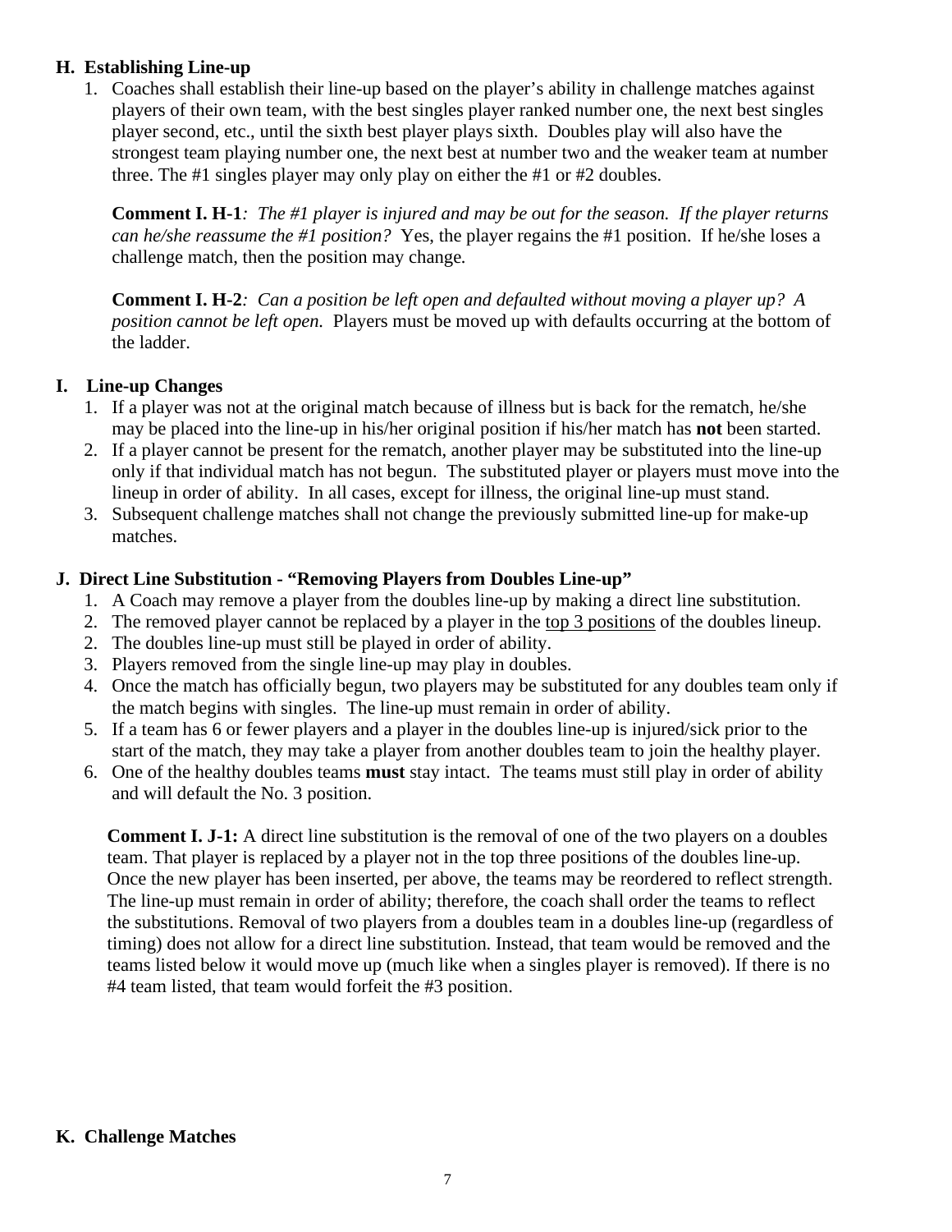**H. Establishing Line-up**

1. Coaches shall establish their line-up based on the player's ability in challenge matches against players of their own team, with the best singles player ranked number one, the next best singles player second, etc., until the sixth best player plays sixth. Doubles play will also have the strongest team playing number one, the next best at number two and the weaker team at number three. The #1 singles player may only play on either the #1 or #2 doubles.

   **Comment I. H-1***: The #1 player is injured and may be out for the season. If the player returns can he/she reassume the #1 position?* Yes, the player regains the #1 position. If he/she loses a challenge match, then the position may change.

   **Comment I. H-2***: Can a position be left open and defaulted without moving a player up? A position cannot be left open.* Players must be moved up with defaults occurring at the bottom of the ladder.

**I. Line-up Changes**

1. If a player was not at the original match because of illness but is back for the rematch, he/she may be placed into the line-up in his/her original position if his/her match has **not** been started.
2. If a player cannot be present for the rematch, another player may be substituted into the line-up only if that individual match has not begun. The substituted player or players must move into the lineup in order of ability. In all cases, except for illness, the original line-up must stand.
3. Subsequent challenge matches shall not change the previously submitted line-up for make-up matches.

**J. Direct Line Substitution - "Removing Players from Doubles Line-up"**

1. A Coach may remove a player from the doubles line-up by making a direct line substitution.
2. The removed player cannot be replaced by a player in the <u>top 3 positions</u> of the doubles lineup.
2. The doubles line-up must still be played in order of ability.
3. Players removed from the single line-up may play in doubles.
4. Once the match has officially begun, two players may be substituted for any doubles team only if the match begins with singles. The line-up must remain in order of ability.
5. If a team has 6 or fewer players and a player in the doubles line-up is injured/sick prior to the start of the match, they may take a player from another doubles team to join the healthy player.
6. One of the healthy doubles teams **must** stay intact. The teams must still play in order of ability and will default the No. 3 position.

   **Comment I. J-1:** A direct line substitution is the removal of one of the two players on a doubles team. That player is replaced by a player not in the top three positions of the doubles line-up. Once the new player has been inserted, per above, the teams may be reordered to reflect strength. The line-up must remain in order of ability; therefore, the coach shall order the teams to reflect the substitutions. Removal of two players from a doubles team in a doubles line-up (regardless of timing) does not allow for a direct line substitution. Instead, that team would be removed and the teams listed below it would move up (much like when a singles player is removed). If there is no #4 team listed, that team would forfeit the #3 position.

**K. Challenge Matches**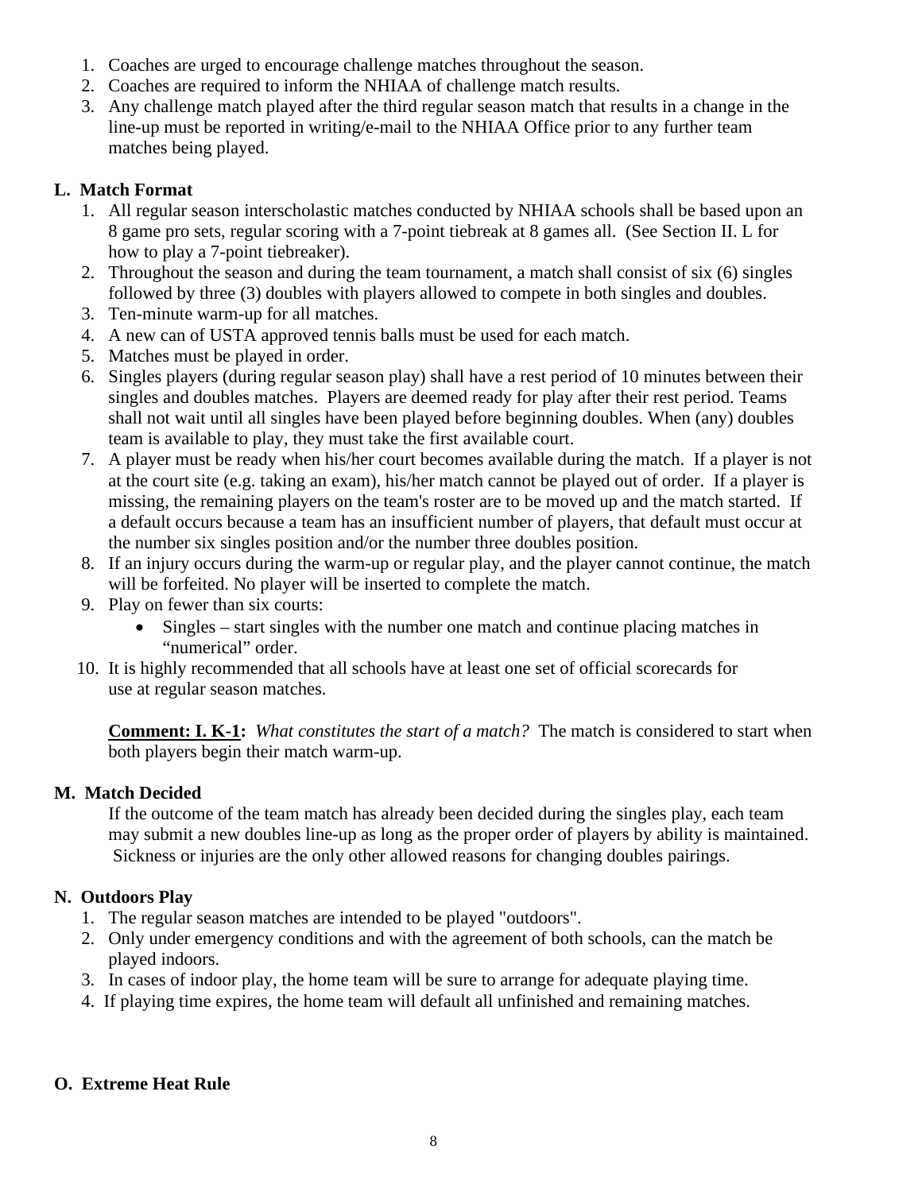1. Coaches are urged to encourage challenge matches throughout the season.
2. Coaches are required to inform the NHIAA of challenge match results.
3. Any challenge match played after the third regular season match that results in a change in the line-up must be reported in writing/e-mail to the NHIAA Office prior to any further team matches being played.

### L. Match Format

1. All regular season interscholastic matches conducted by NHIAA schools shall be based upon an 8 game pro sets, regular scoring with a 7-point tiebreak at 8 games all. (See Section II. L for how to play a 7-point tiebreaker).
2. Throughout the season and during the team tournament, a match shall consist of six (6) singles followed by three (3) doubles with players allowed to compete in both singles and doubles.
3. Ten-minute warm-up for all matches.
4. A new can of USTA approved tennis balls must be used for each match.
5. Matches must be played in order.
6. Singles players (during regular season play) shall have a rest period of 10 minutes between their singles and doubles matches. Players are deemed ready for play after their rest period. Teams shall not wait until all singles have been played before beginning doubles. When (any) doubles team is available to play, they must take the first available court.
7. A player must be ready when his/her court becomes available during the match. If a player is not at the court site (e.g. taking an exam), his/her match cannot be played out of order. If a player is missing, the remaining players on the team's roster are to be moved up and the match started. If a default occurs because a team has an insufficient number of players, that default must occur at the number six singles position and/or the number three doubles position.
8. If an injury occurs during the warm-up or regular play, and the player cannot continue, the match will be forfeited. No player will be inserted to complete the match.
9. Play on fewer than six courts:
   - Singles – start singles with the number one match and continue placing matches in "numerical" order.
10. It is highly recommended that all schools have at least one set of official scorecards for use at regular season matches.

**Comment: I. K-1:** *What constitutes the start of a match?* The match is considered to start when both players begin their match warm-up.

### M. Match Decided

If the outcome of the team match has already been decided during the singles play, each team may submit a new doubles line-up as long as the proper order of players by ability is maintained. Sickness or injuries are the only other allowed reasons for changing doubles pairings.

### N. Outdoors Play

1. The regular season matches are intended to be played "outdoors".
2. Only under emergency conditions and with the agreement of both schools, can the match be played indoors.
3. In cases of indoor play, the home team will be sure to arrange for adequate playing time.
4. If playing time expires, the home team will default all unfinished and remaining matches.

### O. Extreme Heat Rule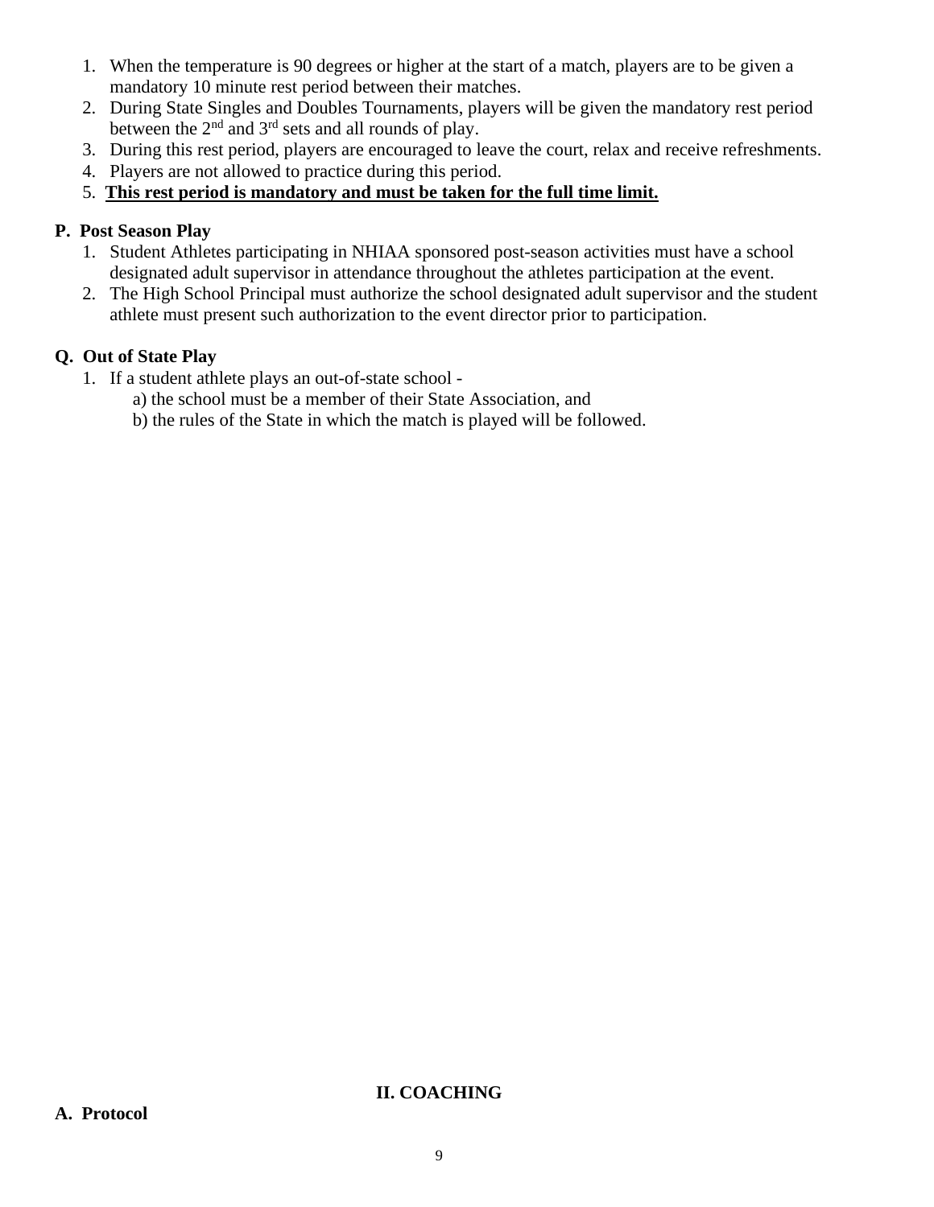1. When the temperature is 90 degrees or higher at the start of a match, players are to be given a mandatory 10 minute rest period between their matches.
2. During State Singles and Doubles Tournaments, players will be given the mandatory rest period between the 2nd and 3rd sets and all rounds of play.
3. During this rest period, players are encouraged to leave the court, relax and receive refreshments.
4. Players are not allowed to practice during this period.
5. **<u>This rest period is mandatory and must be taken for the full time limit.</u>**

**P. Post Season Play**

1. Student Athletes participating in NHIAA sponsored post-season activities must have a school designated adult supervisor in attendance throughout the athletes participation at the event.
2. The High School Principal must authorize the school designated adult supervisor and the student athlete must present such authorization to the event director prior to participation.

**Q. Out of State Play**

1. If a student athlete plays an out-of-state school -
   a) the school must be a member of their State Association, and
   b) the rules of the State in which the match is played will be followed.

## II. COACHING

**A. Protocol**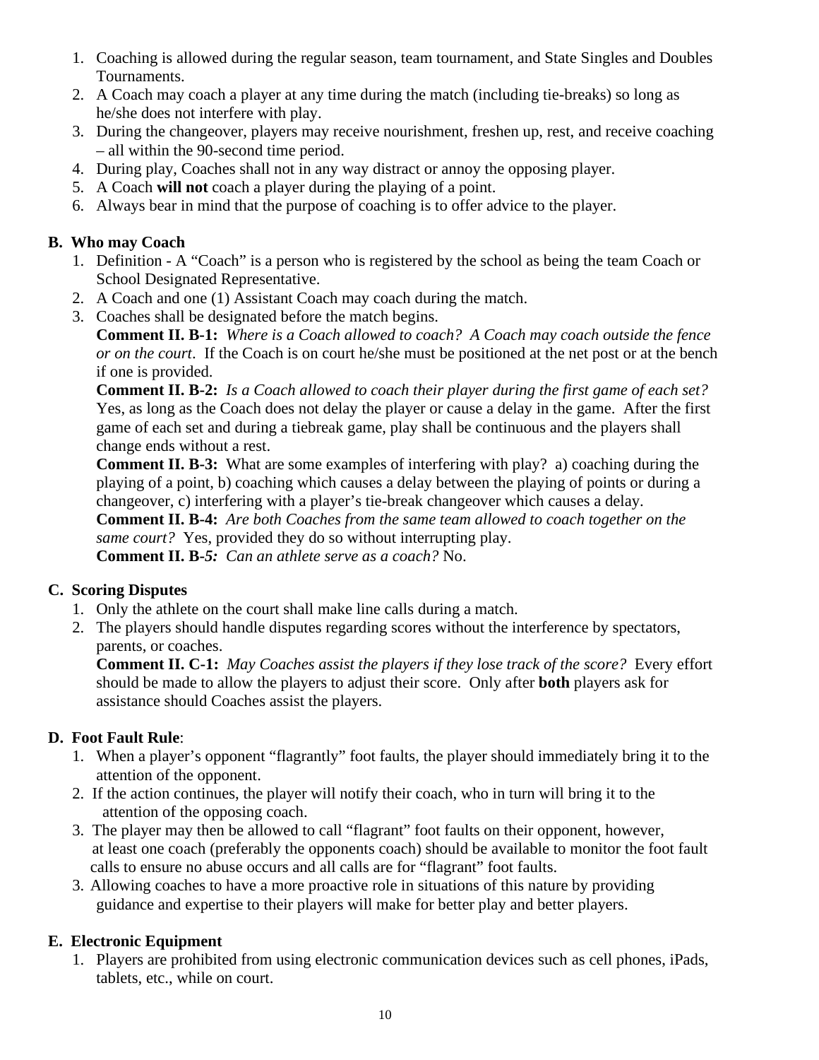1. Coaching is allowed during the regular season, team tournament, and State Singles and Doubles Tournaments.
2. A Coach may coach a player at any time during the match (including tie-breaks) so long as he/she does not interfere with play.
3. During the changeover, players may receive nourishment, freshen up, rest, and receive coaching – all within the 90-second time period.
4. During play, Coaches shall not in any way distract or annoy the opposing player.
5. A Coach **will not** coach a player during the playing of a point.
6. Always bear in mind that the purpose of coaching is to offer advice to the player.

**B. Who may Coach**

1. Definition - A "Coach" is a person who is registered by the school as being the team Coach or School Designated Representative.
2. A Coach and one (1) Assistant Coach may coach during the match.
3. Coaches shall be designated before the match begins.

   **Comment II. B-1:** *Where is a Coach allowed to coach? A Coach may coach outside the fence or on the court*. If the Coach is on court he/she must be positioned at the net post or at the bench if one is provided.

   **Comment II. B-2:** *Is a Coach allowed to coach their player during the first game of each set?* Yes, as long as the Coach does not delay the player or cause a delay in the game. After the first game of each set and during a tiebreak game, play shall be continuous and the players shall change ends without a rest.

   **Comment II. B-3:** What are some examples of interfering with play? a) coaching during the playing of a point, b) coaching which causes a delay between the playing of points or during a changeover, c) interfering with a player's tie-break changeover which causes a delay.

   **Comment II. B-4:** *Are both Coaches from the same team allowed to coach together on the same court?* Yes, provided they do so without interrupting play.

   **Comment II. B-*5:*** *Can an athlete serve as a coach?* No.

**C. Scoring Disputes**

1. Only the athlete on the court shall make line calls during a match.
2. The players should handle disputes regarding scores without the interference by spectators, parents, or coaches.

   **Comment II. C-1:** *May Coaches assist the players if they lose track of the score?* Every effort should be made to allow the players to adjust their score. Only after **both** players ask for assistance should Coaches assist the players.

**D. Foot Fault Rule**:

1. When a player's opponent "flagrantly" foot faults, the player should immediately bring it to the attention of the opponent.
2. If the action continues, the player will notify their coach, who in turn will bring it to the attention of the opposing coach.
3. The player may then be allowed to call "flagrant" foot faults on their opponent, however, at least one coach (preferably the opponents coach) should be available to monitor the foot fault calls to ensure no abuse occurs and all calls are for "flagrant" foot faults.
3. Allowing coaches to have a more proactive role in situations of this nature by providing guidance and expertise to their players will make for better play and better players.

**E. Electronic Equipment**

1. Players are prohibited from using electronic communication devices such as cell phones, iPads, tablets, etc., while on court.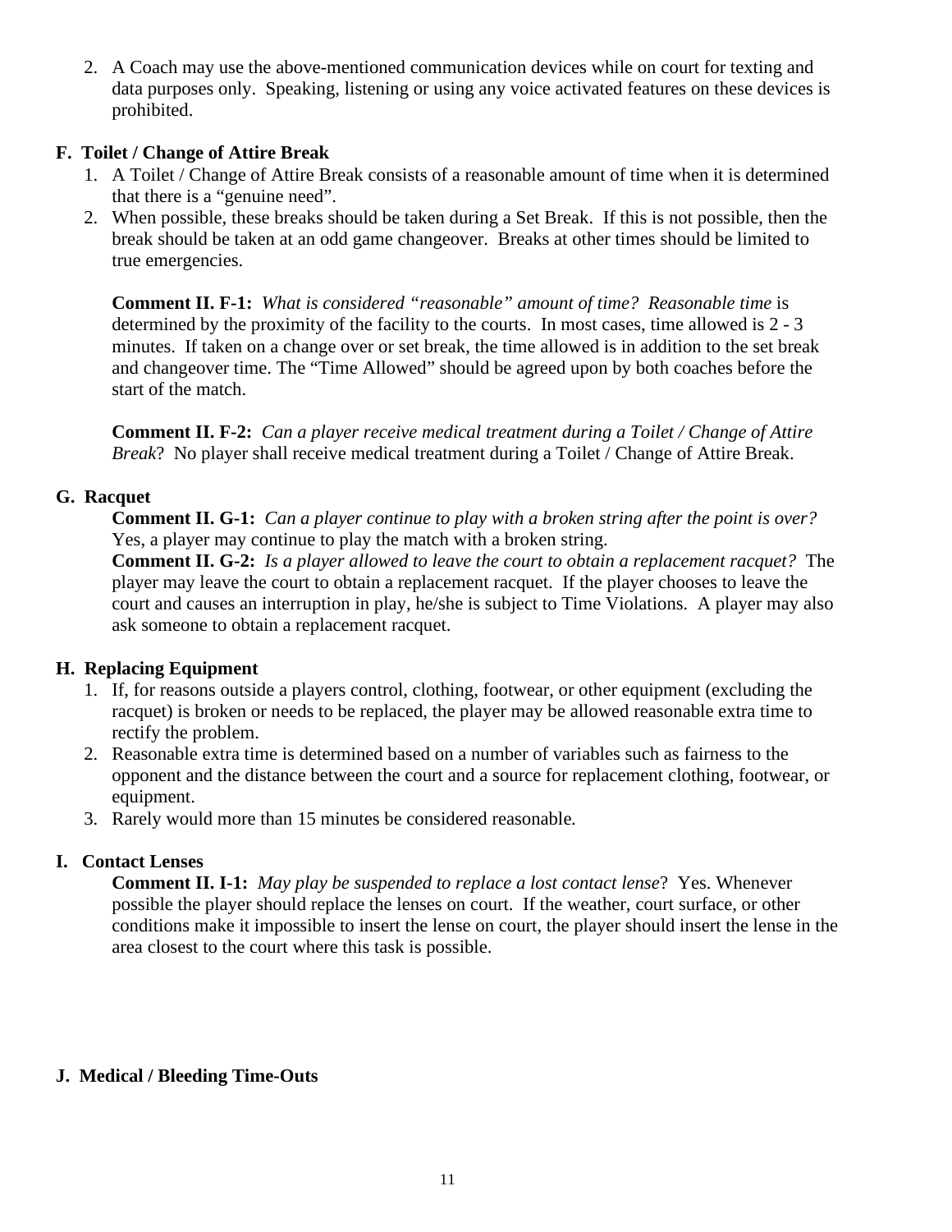2. A Coach may use the above-mentioned communication devices while on court for texting and data purposes only. Speaking, listening or using any voice activated features on these devices is prohibited.

### F. Toilet / Change of Attire Break

1. A Toilet / Change of Attire Break consists of a reasonable amount of time when it is determined that there is a "genuine need".
2. When possible, these breaks should be taken during a Set Break. If this is not possible, then the break should be taken at an odd game changeover. Breaks at other times should be limited to true emergencies.

**Comment II. F-1:** *What is considered "reasonable" amount of time? Reasonable time* is determined by the proximity of the facility to the courts. In most cases, time allowed is 2 - 3 minutes. If taken on a change over or set break, the time allowed is in addition to the set break and changeover time. The "Time Allowed" should be agreed upon by both coaches before the start of the match.

**Comment II. F-2:** *Can a player receive medical treatment during a Toilet / Change of Attire Break*? No player shall receive medical treatment during a Toilet / Change of Attire Break.

### G. Racquet

**Comment II. G-1:** *Can a player continue to play with a broken string after the point is over?* Yes, a player may continue to play the match with a broken string.
**Comment II. G-2:** *Is a player allowed to leave the court to obtain a replacement racquet?* The player may leave the court to obtain a replacement racquet. If the player chooses to leave the court and causes an interruption in play, he/she is subject to Time Violations. A player may also ask someone to obtain a replacement racquet.

### H. Replacing Equipment

1. If, for reasons outside a players control, clothing, footwear, or other equipment (excluding the racquet) is broken or needs to be replaced, the player may be allowed reasonable extra time to rectify the problem.
2. Reasonable extra time is determined based on a number of variables such as fairness to the opponent and the distance between the court and a source for replacement clothing, footwear, or equipment.
3. Rarely would more than 15 minutes be considered reasonable.

### I. Contact Lenses

**Comment II. I-1:** *May play be suspended to replace a lost contact lense*? Yes. Whenever possible the player should replace the lenses on court. If the weather, court surface, or other conditions make it impossible to insert the lense on court, the player should insert the lense in the area closest to the court where this task is possible.

### J. Medical / Bleeding Time-Outs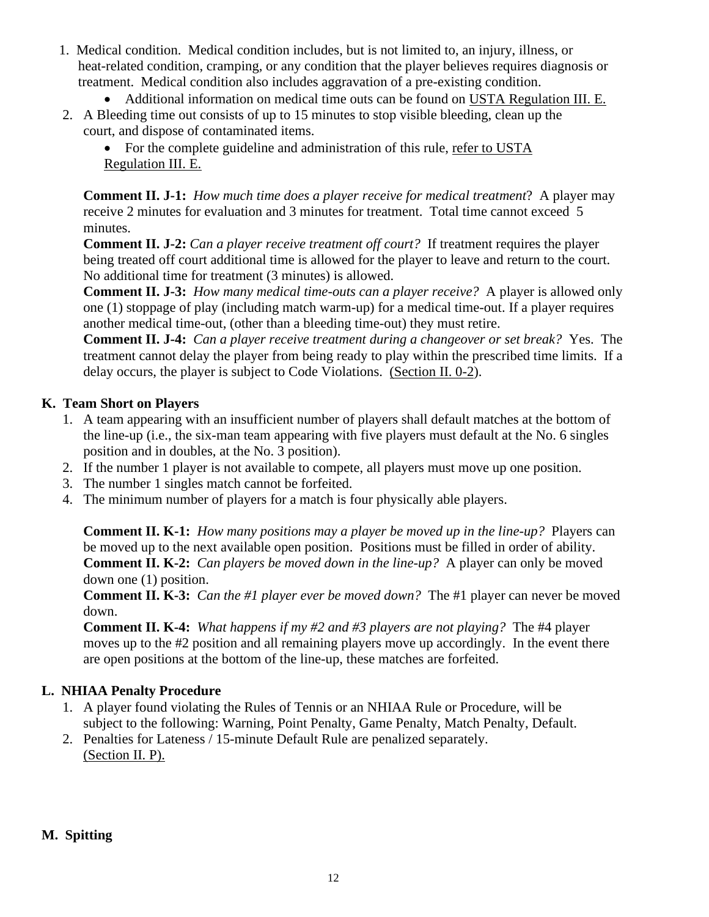1. Medical condition. Medical condition includes, but is not limited to, an injury, illness, or heat-related condition, cramping, or any condition that the player believes requires diagnosis or treatment. Medical condition also includes aggravation of a pre-existing condition.
   - Additional information on medical time outs can be found on USTA Regulation III. E.
2. A Bleeding time out consists of up to 15 minutes to stop visible bleeding, clean up the court, and dispose of contaminated items.
   - For the complete guideline and administration of this rule, refer to USTA Regulation III. E.

**Comment II. J-1:** *How much time does a player receive for medical treatment*? A player may receive 2 minutes for evaluation and 3 minutes for treatment. Total time cannot exceed 5 minutes.
**Comment II. J-2:** *Can a player receive treatment off court?* If treatment requires the player being treated off court additional time is allowed for the player to leave and return to the court. No additional time for treatment (3 minutes) is allowed.
**Comment II. J-3:** *How many medical time-outs can a player receive?* A player is allowed only one (1) stoppage of play (including match warm-up) for a medical time-out. If a player requires another medical time-out, (other than a bleeding time-out) they must retire.
**Comment II. J-4:** *Can a player receive treatment during a changeover or set break?* Yes. The treatment cannot delay the player from being ready to play within the prescribed time limits. If a delay occurs, the player is subject to Code Violations. (Section II. 0-2).

### K. Team Short on Players

1. A team appearing with an insufficient number of players shall default matches at the bottom of the line-up (i.e., the six-man team appearing with five players must default at the No. 6 singles position and in doubles, at the No. 3 position).
2. If the number 1 player is not available to compete, all players must move up one position.
3. The number 1 singles match cannot be forfeited.
4. The minimum number of players for a match is four physically able players.

**Comment II. K-1:** *How many positions may a player be moved up in the line-up?* Players can be moved up to the next available open position. Positions must be filled in order of ability.
**Comment II. K-2:** *Can players be moved down in the line-up?* A player can only be moved down one (1) position.
**Comment II. K-3:** *Can the #1 player ever be moved down?* The #1 player can never be moved down.
**Comment II. K-4:** *What happens if my #2 and #3 players are not playing?* The #4 player moves up to the #2 position and all remaining players move up accordingly. In the event there are open positions at the bottom of the line-up, these matches are forfeited.

### L. NHIAA Penalty Procedure

1. A player found violating the Rules of Tennis or an NHIAA Rule or Procedure, will be subject to the following: Warning, Point Penalty, Game Penalty, Match Penalty, Default.
2. Penalties for Lateness / 15-minute Default Rule are penalized separately. (Section II. P).

### M. Spitting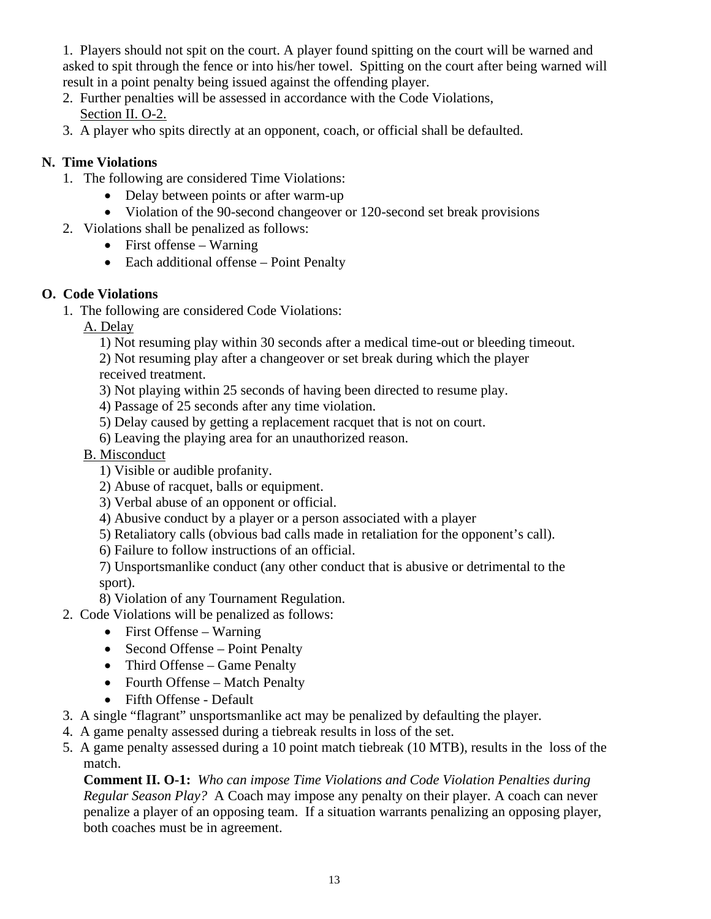1. Players should not spit on the court. A player found spitting on the court will be warned and asked to spit through the fence or into his/her towel. Spitting on the court after being warned will result in a point penalty being issued against the offending player.
2. Further penalties will be assessed in accordance with the Code Violations, Section II. O-2.
3. A player who spits directly at an opponent, coach, or official shall be defaulted.

**N. Time Violations**

1. The following are considered Time Violations:
   - Delay between points or after warm-up
   - Violation of the 90-second changeover or 120-second set break provisions
2. Violations shall be penalized as follows:
   - First offense – Warning
   - Each additional offense – Point Penalty

**O. Code Violations**

1. The following are considered Code Violations:

   A. Delay

   1) Not resuming play within 30 seconds after a medical time-out or bleeding timeout.
   2) Not resuming play after a changeover or set break during which the player received treatment.
   3) Not playing within 25 seconds of having been directed to resume play.
   4) Passage of 25 seconds after any time violation.
   5) Delay caused by getting a replacement racquet that is not on court.
   6) Leaving the playing area for an unauthorized reason.

   B. Misconduct

   1) Visible or audible profanity.
   2) Abuse of racquet, balls or equipment.
   3) Verbal abuse of an opponent or official.
   4) Abusive conduct by a player or a person associated with a player
   5) Retaliatory calls (obvious bad calls made in retaliation for the opponent's call).
   6) Failure to follow instructions of an official.
   7) Unsportsmanlike conduct (any other conduct that is abusive or detrimental to the sport).
   8) Violation of any Tournament Regulation.
2. Code Violations will be penalized as follows:
   - First Offense – Warning
   - Second Offense – Point Penalty
   - Third Offense – Game Penalty
   - Fourth Offense – Match Penalty
   - Fifth Offense - Default
3. A single "flagrant" unsportsmanlike act may be penalized by defaulting the player.
4. A game penalty assessed during a tiebreak results in loss of the set.
5. A game penalty assessed during a 10 point match tiebreak (10 MTB), results in the loss of the match.

   **Comment II. O-1:** *Who can impose Time Violations and Code Violation Penalties during Regular Season Play?* A Coach may impose any penalty on their player. A coach can never penalize a player of an opposing team. If a situation warrants penalizing an opposing player, both coaches must be in agreement.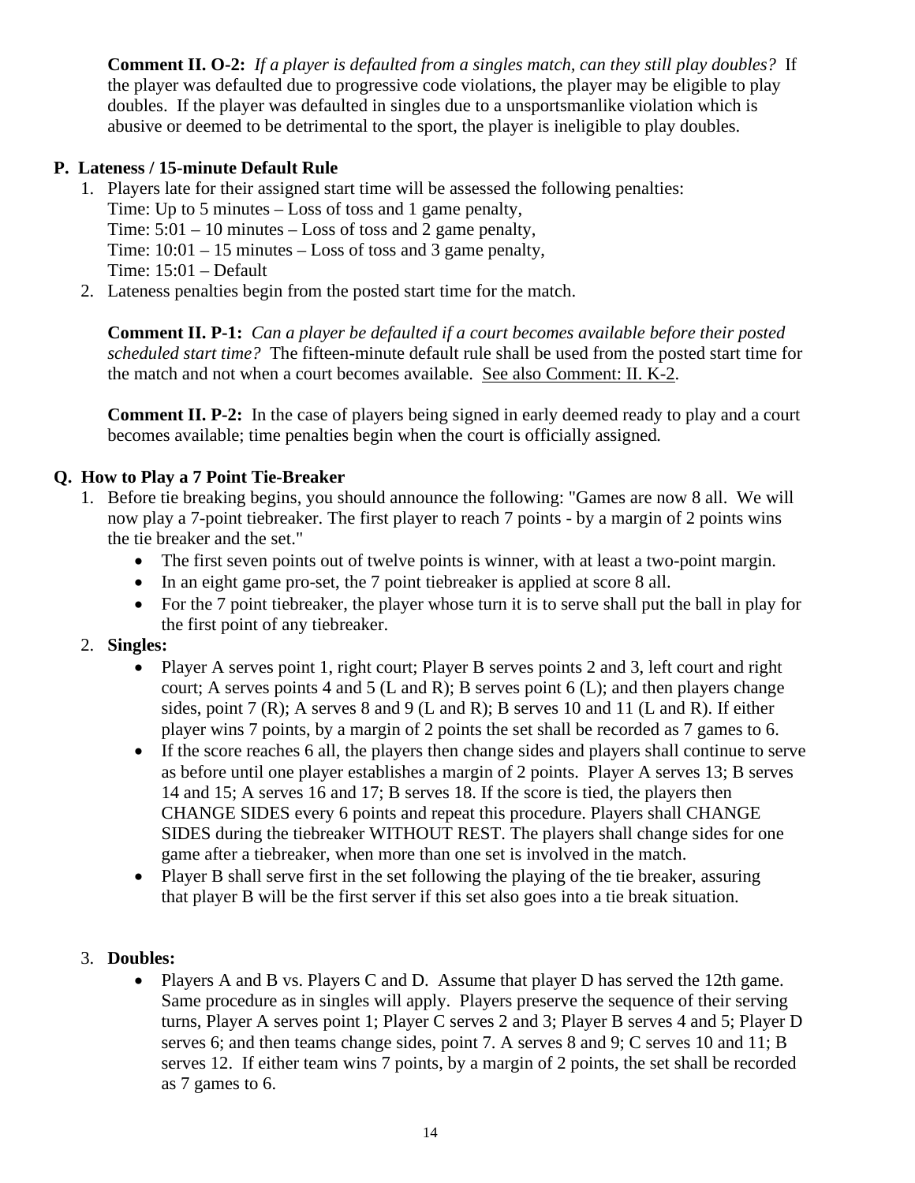**Comment II. O-2:** *If a player is defaulted from a singles match, can they still play doubles?* If the player was defaulted due to progressive code violations, the player may be eligible to play doubles. If the player was defaulted in singles due to a unsportsmanlike violation which is abusive or deemed to be detrimental to the sport, the player is ineligible to play doubles.

### P. Lateness / 15-minute Default Rule

1. Players late for their assigned start time will be assessed the following penalties:
   Time: Up to 5 minutes – Loss of toss and 1 game penalty,
   Time: 5:01 – 10 minutes – Loss of toss and 2 game penalty,
   Time: 10:01 – 15 minutes – Loss of toss and 3 game penalty,
   Time: 15:01 – Default
2. Lateness penalties begin from the posted start time for the match.

   **Comment II. P-1:** *Can a player be defaulted if a court becomes available before their posted scheduled start time?* The fifteen-minute default rule shall be used from the posted start time for the match and not when a court becomes available. See also Comment: II. K-2.

   **Comment II. P-2:** In the case of players being signed in early deemed ready to play and a court becomes available; time penalties begin when the court is officially assigned.

### Q. How to Play a 7 Point Tie-Breaker

1. Before tie breaking begins, you should announce the following: "Games are now 8 all. We will now play a 7-point tiebreaker. The first player to reach 7 points - by a margin of 2 points wins the tie breaker and the set."
   - The first seven points out of twelve points is winner, with at least a two-point margin.
   - In an eight game pro-set, the 7 point tiebreaker is applied at score 8 all.
   - For the 7 point tiebreaker, the player whose turn it is to serve shall put the ball in play for the first point of any tiebreaker.
2. **Singles:**
   - Player A serves point 1, right court; Player B serves points 2 and 3, left court and right court; A serves points 4 and 5 (L and R); B serves point 6 (L); and then players change sides, point 7 (R); A serves 8 and 9 (L and R); B serves 10 and 11 (L and R). If either player wins 7 points, by a margin of 2 points the set shall be recorded as 7 games to 6.
   - If the score reaches 6 all, the players then change sides and players shall continue to serve as before until one player establishes a margin of 2 points. Player A serves 13; B serves 14 and 15; A serves 16 and 17; B serves 18. If the score is tied, the players then CHANGE SIDES every 6 points and repeat this procedure. Players shall CHANGE SIDES during the tiebreaker WITHOUT REST. The players shall change sides for one game after a tiebreaker, when more than one set is involved in the match.
   - Player B shall serve first in the set following the playing of the tie breaker, assuring that player B will be the first server if this set also goes into a tie break situation.
3. **Doubles:**
   - Players A and B vs. Players C and D. Assume that player D has served the 12th game. Same procedure as in singles will apply. Players preserve the sequence of their serving turns, Player A serves point 1; Player C serves 2 and 3; Player B serves 4 and 5; Player D serves 6; and then teams change sides, point 7. A serves 8 and 9; C serves 10 and 11; B serves 12. If either team wins 7 points, by a margin of 2 points, the set shall be recorded as 7 games to 6.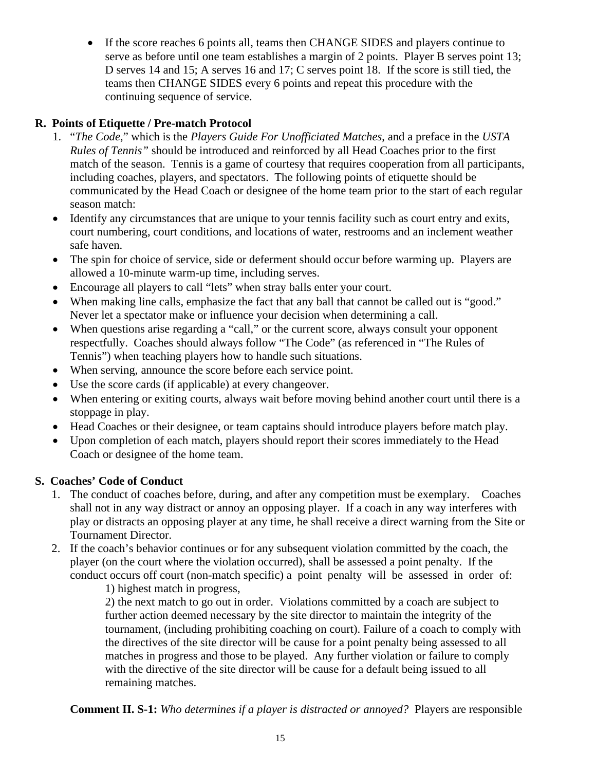- If the score reaches 6 points all, teams then CHANGE SIDES and players continue to serve as before until one team establishes a margin of 2 points. Player B serves point 13; D serves 14 and 15; A serves 16 and 17; C serves point 18. If the score is still tied, the teams then CHANGE SIDES every 6 points and repeat this procedure with the continuing sequence of service.

## R. Points of Etiquette / Pre-match Protocol

1. "*The Code*," which is the *Players Guide For Unofficiated Matches*, and a preface in the *USTA Rules of Tennis"* should be introduced and reinforced by all Head Coaches prior to the first match of the season. Tennis is a game of courtesy that requires cooperation from all participants, including coaches, players, and spectators. The following points of etiquette should be communicated by the Head Coach or designee of the home team prior to the start of each regular season match:

- Identify any circumstances that are unique to your tennis facility such as court entry and exits, court numbering, court conditions, and locations of water, restrooms and an inclement weather safe haven.
- The spin for choice of service, side or deferment should occur before warming up. Players are allowed a 10-minute warm-up time, including serves.
- Encourage all players to call "lets" when stray balls enter your court.
- When making line calls, emphasize the fact that any ball that cannot be called out is "good." Never let a spectator make or influence your decision when determining a call.
- When questions arise regarding a "call," or the current score, always consult your opponent respectfully. Coaches should always follow "The Code" (as referenced in "The Rules of Tennis") when teaching players how to handle such situations.
- When serving, announce the score before each service point.
- Use the score cards (if applicable) at every changeover.
- When entering or exiting courts, always wait before moving behind another court until there is a stoppage in play.
- Head Coaches or their designee, or team captains should introduce players before match play.
- Upon completion of each match, players should report their scores immediately to the Head Coach or designee of the home team.

## S. Coaches' Code of Conduct

1. The conduct of coaches before, during, and after any competition must be exemplary. Coaches shall not in any way distract or annoy an opposing player. If a coach in any way interferes with play or distracts an opposing player at any time, he shall receive a direct warning from the Site or Tournament Director.
2. If the coach's behavior continues or for any subsequent violation committed by the coach, the player (on the court where the violation occurred), shall be assessed a point penalty. If the conduct occurs off court (non-match specific) a point penalty will be assessed in order of:

   1) highest match in progress,

   2) the next match to go out in order. Violations committed by a coach are subject to further action deemed necessary by the site director to maintain the integrity of the tournament, (including prohibiting coaching on court). Failure of a coach to comply with the directives of the site director will be cause for a point penalty being assessed to all matches in progress and those to be played. Any further violation or failure to comply with the directive of the site director will be cause for a default being issued to all remaining matches.

**Comment II. S-1:** *Who determines if a player is distracted or annoyed?* Players are responsible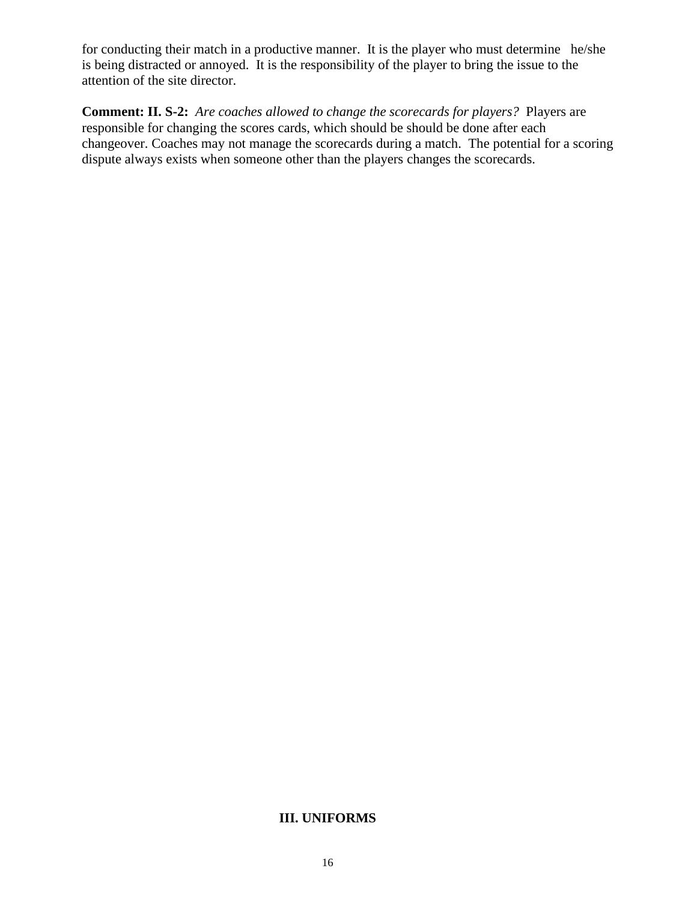for conducting their match in a productive manner.  It is the player who must determine   he/she is being distracted or annoyed.  It is the responsibility of the player to bring the issue to the attention of the site director.

**Comment: II. S-2:** *Are coaches allowed to change the scorecards for players?* Players are responsible for changing the scores cards, which should be should be done after each changeover. Coaches may not manage the scorecards during a match.  The potential for a scoring dispute always exists when someone other than the players changes the scorecards.

## III. UNIFORMS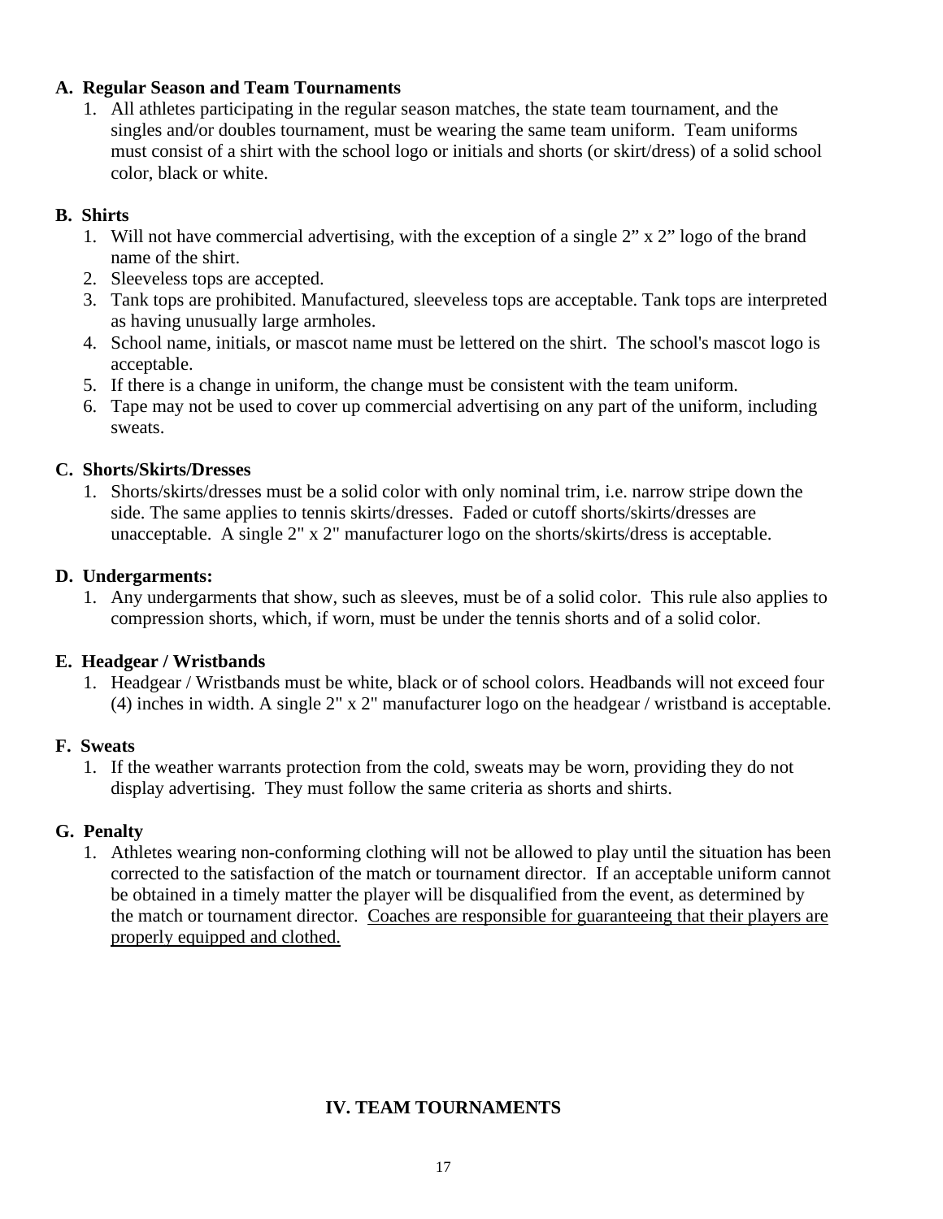### A. Regular Season and Team Tournaments

1. All athletes participating in the regular season matches, the state team tournament, and the singles and/or doubles tournament, must be wearing the same team uniform. Team uniforms must consist of a shirt with the school logo or initials and shorts (or skirt/dress) of a solid school color, black or white.

### B. Shirts

1. Will not have commercial advertising, with the exception of a single 2” x 2” logo of the brand name of the shirt.
2. Sleeveless tops are accepted.
3. Tank tops are prohibited. Manufactured, sleeveless tops are acceptable. Tank tops are interpreted as having unusually large armholes.
4. School name, initials, or mascot name must be lettered on the shirt. The school's mascot logo is acceptable.
5. If there is a change in uniform, the change must be consistent with the team uniform.
6. Tape may not be used to cover up commercial advertising on any part of the uniform, including sweats.

### C. Shorts/Skirts/Dresses

1. Shorts/skirts/dresses must be a solid color with only nominal trim, i.e. narrow stripe down the side. The same applies to tennis skirts/dresses. Faded or cutoff shorts/skirts/dresses are unacceptable. A single 2" x 2" manufacturer logo on the shorts/skirts/dress is acceptable.

### D. Undergarments:

1. Any undergarments that show, such as sleeves, must be of a solid color. This rule also applies to compression shorts, which, if worn, must be under the tennis shorts and of a solid color.

### E. Headgear / Wristbands

1. Headgear / Wristbands must be white, black or of school colors. Headbands will not exceed four (4) inches in width. A single 2" x 2" manufacturer logo on the headgear / wristband is acceptable.

### F. Sweats

1. If the weather warrants protection from the cold, sweats may be worn, providing they do not display advertising. They must follow the same criteria as shorts and shirts.

### G. Penalty

1. Athletes wearing non-conforming clothing will not be allowed to play until the situation has been corrected to the satisfaction of the match or tournament director. If an acceptable uniform cannot be obtained in a timely matter the player will be disqualified from the event, as determined by the match or tournament director. <u>Coaches are responsible for guaranteeing that their players are properly equipped and clothed.</u>

## IV. TEAM TOURNAMENTS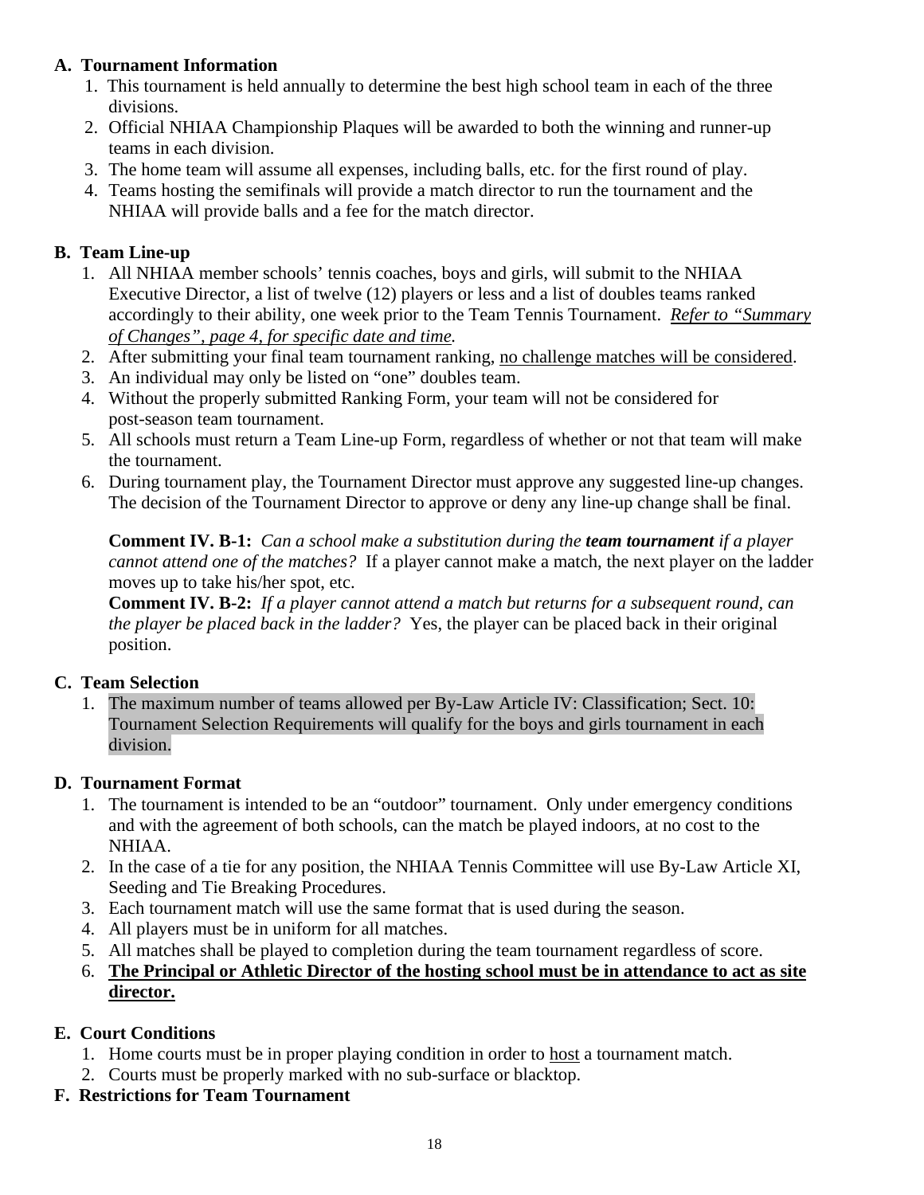**A. Tournament Information**

1. This tournament is held annually to determine the best high school team in each of the three divisions.
2. Official NHIAA Championship Plaques will be awarded to both the winning and runner-up teams in each division.
3. The home team will assume all expenses, including balls, etc. for the first round of play.
4. Teams hosting the semifinals will provide a match director to run the tournament and the NHIAA will provide balls and a fee for the match director.

**B. Team Line-up**

1. All NHIAA member schools' tennis coaches, boys and girls, will submit to the NHIAA Executive Director, a list of twelve (12) players or less and a list of doubles teams ranked accordingly to their ability, one week prior to the Team Tennis Tournament. *Refer to "Summary of Changes", page 4, for specific date and time.*
2. After submitting your final team tournament ranking, no challenge matches will be considered.
3. An individual may only be listed on "one" doubles team.
4. Without the properly submitted Ranking Form, your team will not be considered for post-season team tournament.
5. All schools must return a Team Line-up Form, regardless of whether or not that team will make the tournament.
6. During tournament play, the Tournament Director must approve any suggested line-up changes. The decision of the Tournament Director to approve or deny any line-up change shall be final.

   **Comment IV. B-1:** *Can a school make a substitution during the **team tournament** if a player cannot attend one of the matches?* If a player cannot make a match, the next player on the ladder moves up to take his/her spot, etc.

   **Comment IV. B-2:** *If a player cannot attend a match but returns for a subsequent round, can the player be placed back in the ladder?* Yes, the player can be placed back in their original position.

**C. Team Selection**

1. The maximum number of teams allowed per By-Law Article IV: Classification; Sect. 10: Tournament Selection Requirements will qualify for the boys and girls tournament in each division.

**D. Tournament Format**

1. The tournament is intended to be an "outdoor" tournament. Only under emergency conditions and with the agreement of both schools, can the match be played indoors, at no cost to the NHIAA.
2. In the case of a tie for any position, the NHIAA Tennis Committee will use By-Law Article XI, Seeding and Tie Breaking Procedures.
3. Each tournament match will use the same format that is used during the season.
4. All players must be in uniform for all matches.
5. All matches shall be played to completion during the team tournament regardless of score.
6. **The Principal or Athletic Director of the hosting school must be in attendance to act as site director.**

**E. Court Conditions**

1. Home courts must be in proper playing condition in order to host a tournament match.
2. Courts must be properly marked with no sub-surface or blacktop.

**F. Restrictions for Team Tournament**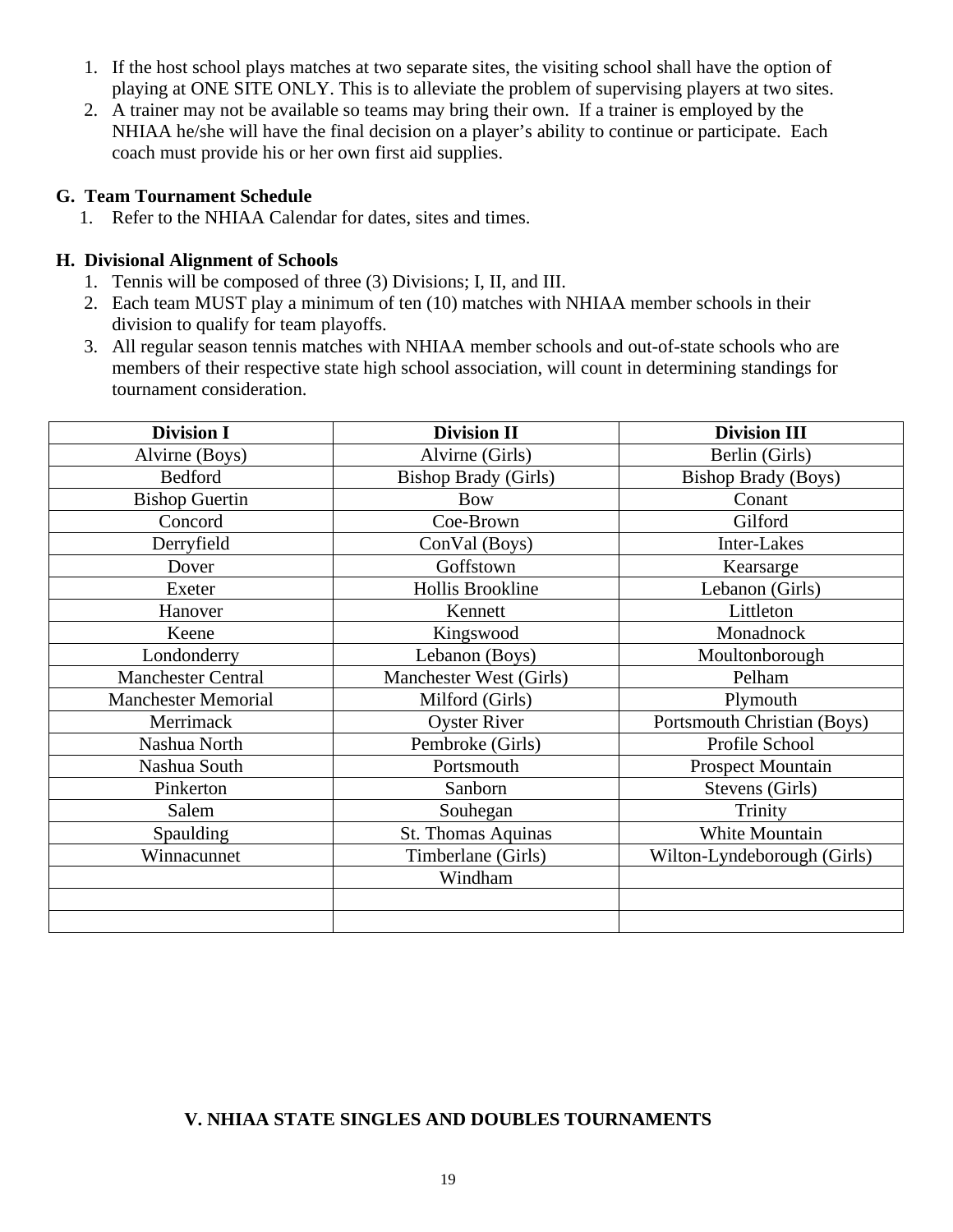1. If the host school plays matches at two separate sites, the visiting school shall have the option of playing at ONE SITE ONLY. This is to alleviate the problem of supervising players at two sites.
2. A trainer may not be available so teams may bring their own. If a trainer is employed by the NHIAA he/she will have the final decision on a player's ability to continue or participate. Each coach must provide his or her own first aid supplies.

### G. Team Tournament Schedule

1. Refer to the NHIAA Calendar for dates, sites and times.

### H. Divisional Alignment of Schools

1. Tennis will be composed of three (3) Divisions; I, II, and III.
2. Each team MUST play a minimum of ten (10) matches with NHIAA member schools in their division to qualify for team playoffs.
3. All regular season tennis matches with NHIAA member schools and out-of-state schools who are members of their respective state high school association, will count in determining standings for tournament consideration.

| Division I | Division II | Division III |
|---|---|---|
| Alvirne (Boys) | Alvirne (Girls) | Berlin (Girls) |
| Bedford | Bishop Brady (Girls) | Bishop Brady (Boys) |
| Bishop Guertin | Bow | Conant |
| Concord | Coe-Brown | Gilford |
| Derryfield | ConVal (Boys) | Inter-Lakes |
| Dover | Goffstown | Kearsarge |
| Exeter | Hollis Brookline | Lebanon (Girls) |
| Hanover | Kennett | Littleton |
| Keene | Kingswood | Monadnock |
| Londonderry | Lebanon (Boys) | Moultonborough |
| Manchester Central | Manchester West (Girls) | Pelham |
| Manchester Memorial | Milford (Girls) | Plymouth |
| Merrimack | Oyster River | Portsmouth Christian (Boys) |
| Nashua North | Pembroke (Girls) | Profile School |
| Nashua South | Portsmouth | Prospect Mountain |
| Pinkerton | Sanborn | Stevens (Girls) |
| Salem | Souhegan | Trinity |
| Spaulding | St. Thomas Aquinas | White Mountain |
| Winnacunnet | Timberlane (Girls) | Wilton-Lyndeborough (Girls) |
| | Windham | |
| | | |
| | | |

## V. NHIAA STATE SINGLES AND DOUBLES TOURNAMENTS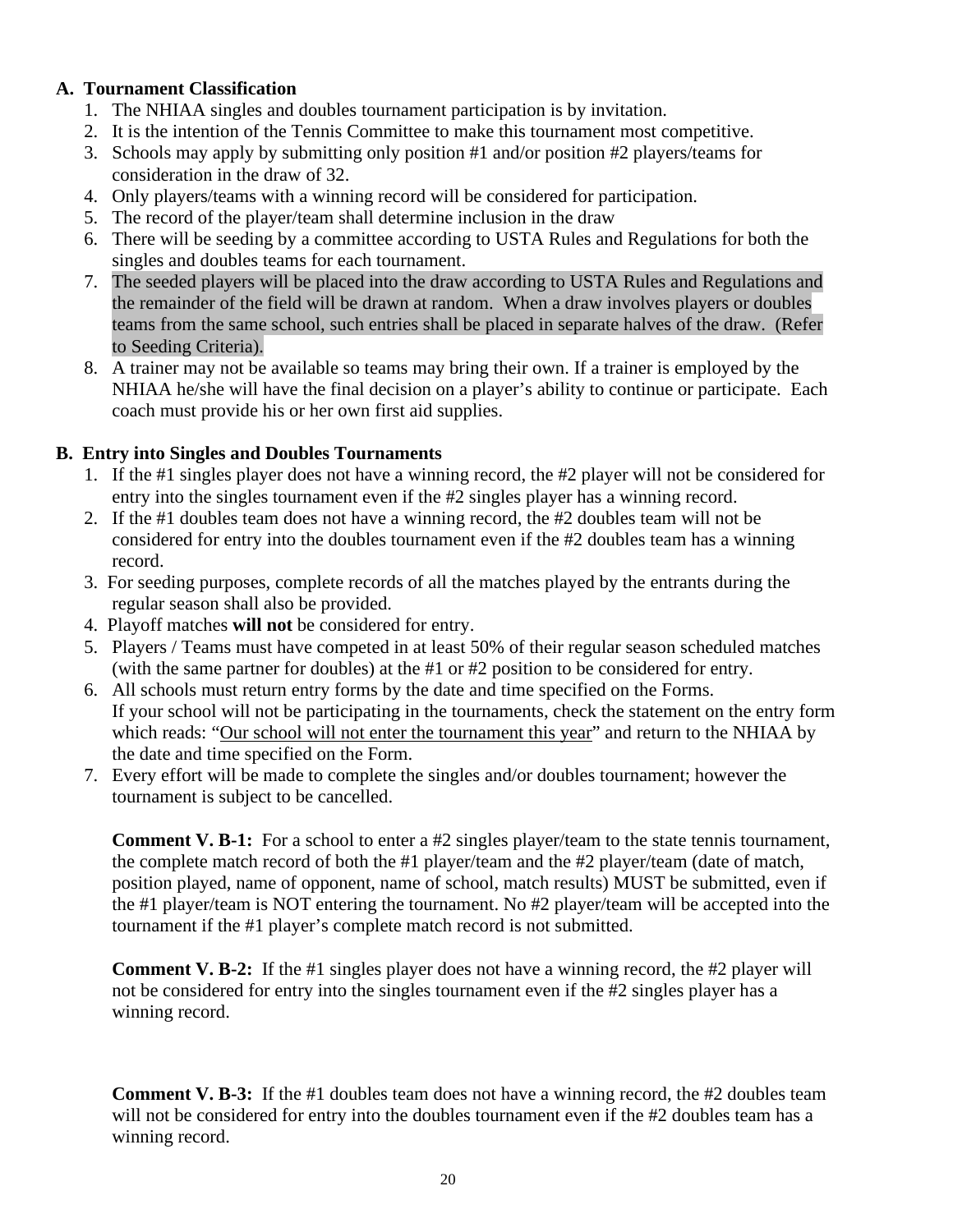## A. Tournament Classification

1. The NHIAA singles and doubles tournament participation is by invitation.
2. It is the intention of the Tennis Committee to make this tournament most competitive.
3. Schools may apply by submitting only position #1 and/or position #2 players/teams for consideration in the draw of 32.
4. Only players/teams with a winning record will be considered for participation.
5. The record of the player/team shall determine inclusion in the draw
6. There will be seeding by a committee according to USTA Rules and Regulations for both the singles and doubles teams for each tournament.
7. The seeded players will be placed into the draw according to USTA Rules and Regulations and the remainder of the field will be drawn at random. When a draw involves players or doubles teams from the same school, such entries shall be placed in separate halves of the draw. (Refer to Seeding Criteria).
8. A trainer may not be available so teams may bring their own. If a trainer is employed by the NHIAA he/she will have the final decision on a player's ability to continue or participate. Each coach must provide his or her own first aid supplies.

## B. Entry into Singles and Doubles Tournaments

1. If the #1 singles player does not have a winning record, the #2 player will not be considered for entry into the singles tournament even if the #2 singles player has a winning record.
2. If the #1 doubles team does not have a winning record, the #2 doubles team will not be considered for entry into the doubles tournament even if the #2 doubles team has a winning record.
3. For seeding purposes, complete records of all the matches played by the entrants during the regular season shall also be provided.
4. Playoff matches **will not** be considered for entry.
5. Players / Teams must have competed in at least 50% of their regular season scheduled matches (with the same partner for doubles) at the #1 or #2 position to be considered for entry.
6. All schools must return entry forms by the date and time specified on the Forms. If your school will not be participating in the tournaments, check the statement on the entry form which reads: "<u>Our school will not enter the tournament this year</u>" and return to the NHIAA by the date and time specified on the Form.
7. Every effort will be made to complete the singles and/or doubles tournament; however the tournament is subject to be cancelled.

**Comment V. B-1:** For a school to enter a #2 singles player/team to the state tennis tournament, the complete match record of both the #1 player/team and the #2 player/team (date of match, position played, name of opponent, name of school, match results) MUST be submitted, even if the #1 player/team is NOT entering the tournament. No #2 player/team will be accepted into the tournament if the #1 player's complete match record is not submitted.

**Comment V. B-2:** If the #1 singles player does not have a winning record, the #2 player will not be considered for entry into the singles tournament even if the #2 singles player has a winning record.

**Comment V. B-3:** If the #1 doubles team does not have a winning record, the #2 doubles team will not be considered for entry into the doubles tournament even if the #2 doubles team has a winning record.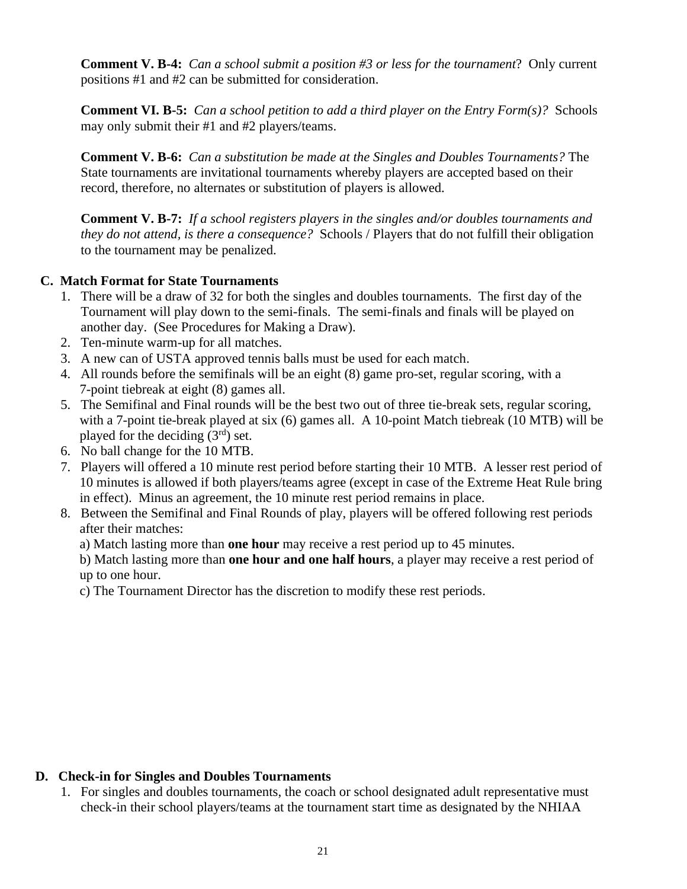**Comment V. B-4:** *Can a school submit a position #3 or less for the tournament*? Only current positions #1 and #2 can be submitted for consideration.

**Comment VI. B-5:** *Can a school petition to add a third player on the Entry Form(s)?* Schools may only submit their #1 and #2 players/teams.

**Comment V. B-6:** *Can a substitution be made at the Singles and Doubles Tournaments?* The State tournaments are invitational tournaments whereby players are accepted based on their record, therefore, no alternates or substitution of players is allowed.

**Comment V. B-7:** *If a school registers players in the singles and/or doubles tournaments and they do not attend, is there a consequence?* Schools / Players that do not fulfill their obligation to the tournament may be penalized.

**C. Match Format for State Tournaments**

1. There will be a draw of 32 for both the singles and doubles tournaments. The first day of the Tournament will play down to the semi-finals. The semi-finals and finals will be played on another day. (See Procedures for Making a Draw).
2. Ten-minute warm-up for all matches.
3. A new can of USTA approved tennis balls must be used for each match.
4. All rounds before the semifinals will be an eight (8) game pro-set, regular scoring, with a 7-point tiebreak at eight (8) games all.
5. The Semifinal and Final rounds will be the best two out of three tie-break sets, regular scoring, with a 7-point tie-break played at six (6) games all. A 10-point Match tiebreak (10 MTB) will be played for the deciding (3rd) set.
6. No ball change for the 10 MTB.
7. Players will offered a 10 minute rest period before starting their 10 MTB. A lesser rest period of 10 minutes is allowed if both players/teams agree (except in case of the Extreme Heat Rule bring in effect). Minus an agreement, the 10 minute rest period remains in place.
8. Between the Semifinal and Final Rounds of play, players will be offered following rest periods after their matches:

   a) Match lasting more than **one hour** may receive a rest period up to 45 minutes.

   b) Match lasting more than **one hour and one half hours**, a player may receive a rest period of up to one hour.

   c) The Tournament Director has the discretion to modify these rest periods.

**D. Check-in for Singles and Doubles Tournaments**

1. For singles and doubles tournaments, the coach or school designated adult representative must check-in their school players/teams at the tournament start time as designated by the NHIAA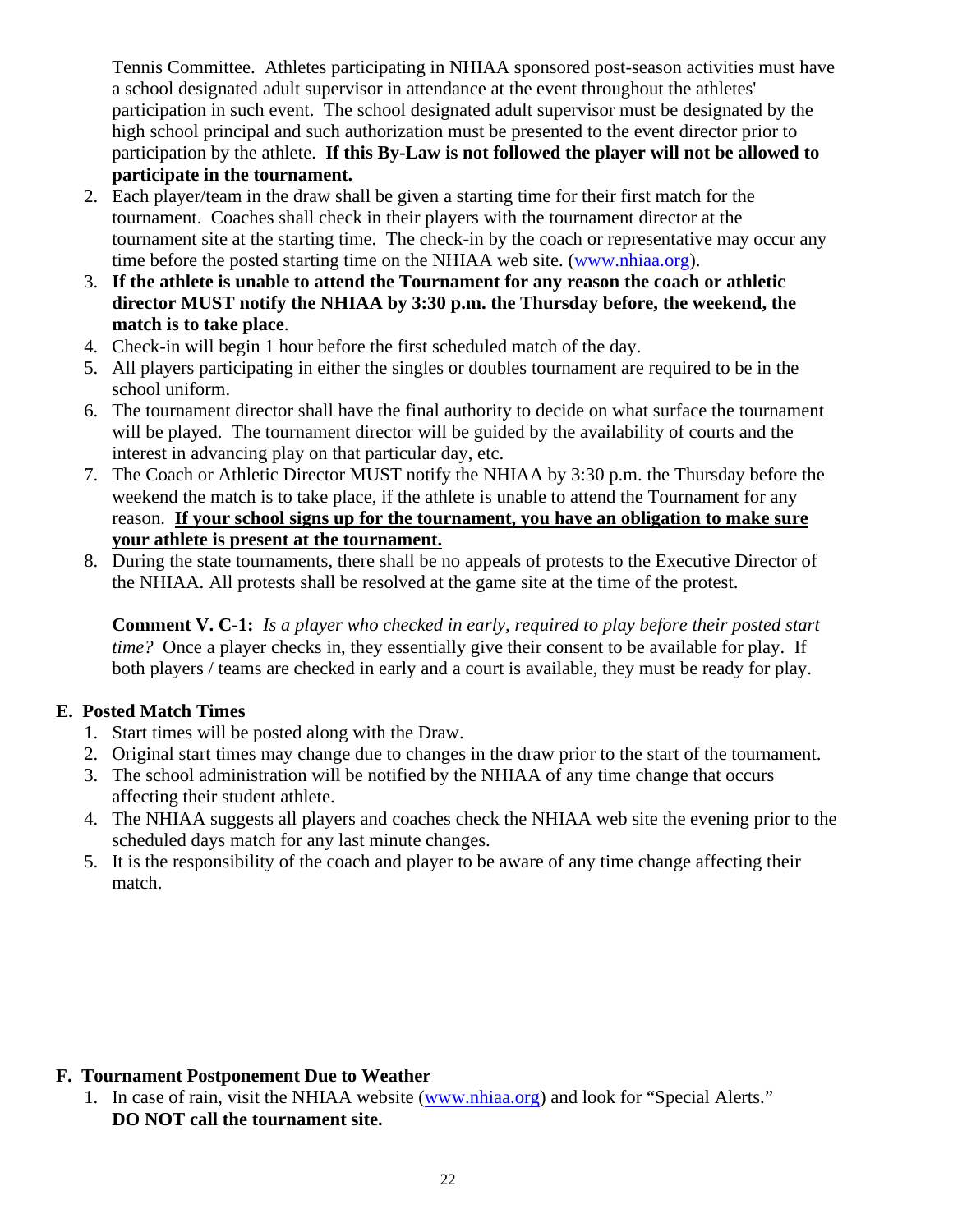Tennis Committee. Athletes participating in NHIAA sponsored post-season activities must have a school designated adult supervisor in attendance at the event throughout the athletes' participation in such event. The school designated adult supervisor must be designated by the high school principal and such authorization must be presented to the event director prior to participation by the athlete. **If this By-Law is not followed the player will not be allowed to participate in the tournament.**

2. Each player/team in the draw shall be given a starting time for their first match for the tournament. Coaches shall check in their players with the tournament director at the tournament site at the starting time. The check-in by the coach or representative may occur any time before the posted starting time on the NHIAA web site. (www.nhiaa.org).
3. **If the athlete is unable to attend the Tournament for any reason the coach or athletic director MUST notify the NHIAA by 3:30 p.m. the Thursday before, the weekend, the match is to take place**.
4. Check-in will begin 1 hour before the first scheduled match of the day.
5. All players participating in either the singles or doubles tournament are required to be in the school uniform.
6. The tournament director shall have the final authority to decide on what surface the tournament will be played. The tournament director will be guided by the availability of courts and the interest in advancing play on that particular day, etc.
7. The Coach or Athletic Director MUST notify the NHIAA by 3:30 p.m. the Thursday before the weekend the match is to take place, if the athlete is unable to attend the Tournament for any reason. <u>**If your school signs up for the tournament, you have an obligation to make sure your athlete is present at the tournament.**</u>
8. During the state tournaments, there shall be no appeals of protests to the Executive Director of the NHIAA. <u>All protests shall be resolved at the game site at the time of the protest.</u>

**Comment V. C-1:** *Is a player who checked in early, required to play before their posted start time?* Once a player checks in, they essentially give their consent to be available for play. If both players / teams are checked in early and a court is available, they must be ready for play.

### E. Posted Match Times

1. Start times will be posted along with the Draw.
2. Original start times may change due to changes in the draw prior to the start of the tournament.
3. The school administration will be notified by the NHIAA of any time change that occurs affecting their student athlete.
4. The NHIAA suggests all players and coaches check the NHIAA web site the evening prior to the scheduled days match for any last minute changes.
5. It is the responsibility of the coach and player to be aware of any time change affecting their match.

### F. Tournament Postponement Due to Weather

1. In case of rain, visit the NHIAA website (www.nhiaa.org) and look for "Special Alerts." **DO NOT call the tournament site.**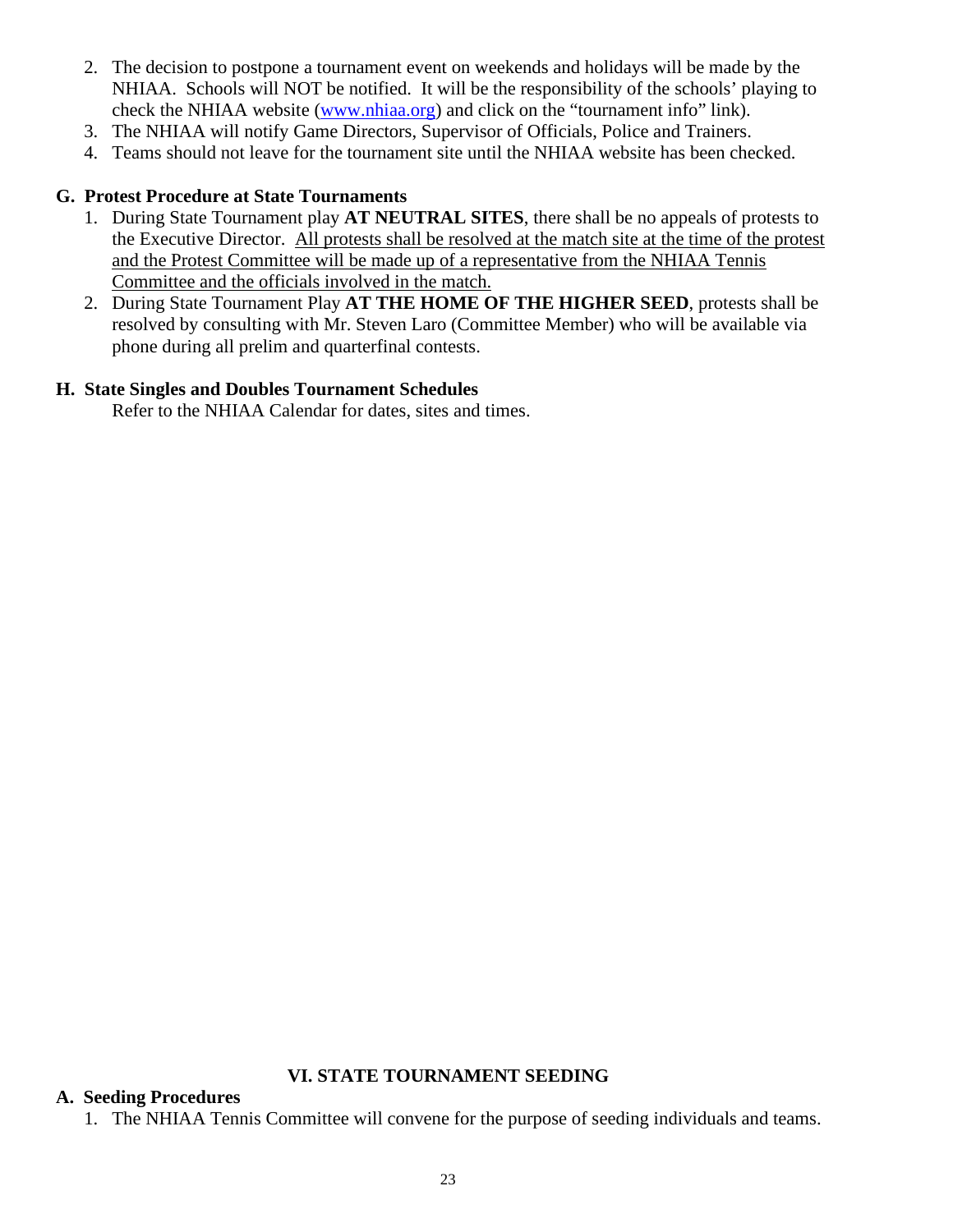2. The decision to postpone a tournament event on weekends and holidays will be made by the NHIAA. Schools will NOT be notified. It will be the responsibility of the schools' playing to check the NHIAA website ([www.nhiaa.org](http://www.nhiaa.org)) and click on the "tournament info" link).
3. The NHIAA will notify Game Directors, Supervisor of Officials, Police and Trainers.
4. Teams should not leave for the tournament site until the NHIAA website has been checked.

### G. Protest Procedure at State Tournaments

1. During State Tournament play **AT NEUTRAL SITES**, there shall be no appeals of protests to the Executive Director. <u>All protests shall be resolved at the match site at the time of the protest and the Protest Committee will be made up of a representative from the NHIAA Tennis Committee and the officials involved in the match.</u>
2. During State Tournament Play **AT THE HOME OF THE HIGHER SEED**, protests shall be resolved by consulting with Mr. Steven Laro (Committee Member) who will be available via phone during all prelim and quarterfinal contests.

### H. State Singles and Doubles Tournament Schedules

Refer to the NHIAA Calendar for dates, sites and times.

## VI. STATE TOURNAMENT SEEDING

### A. Seeding Procedures

1. The NHIAA Tennis Committee will convene for the purpose of seeding individuals and teams.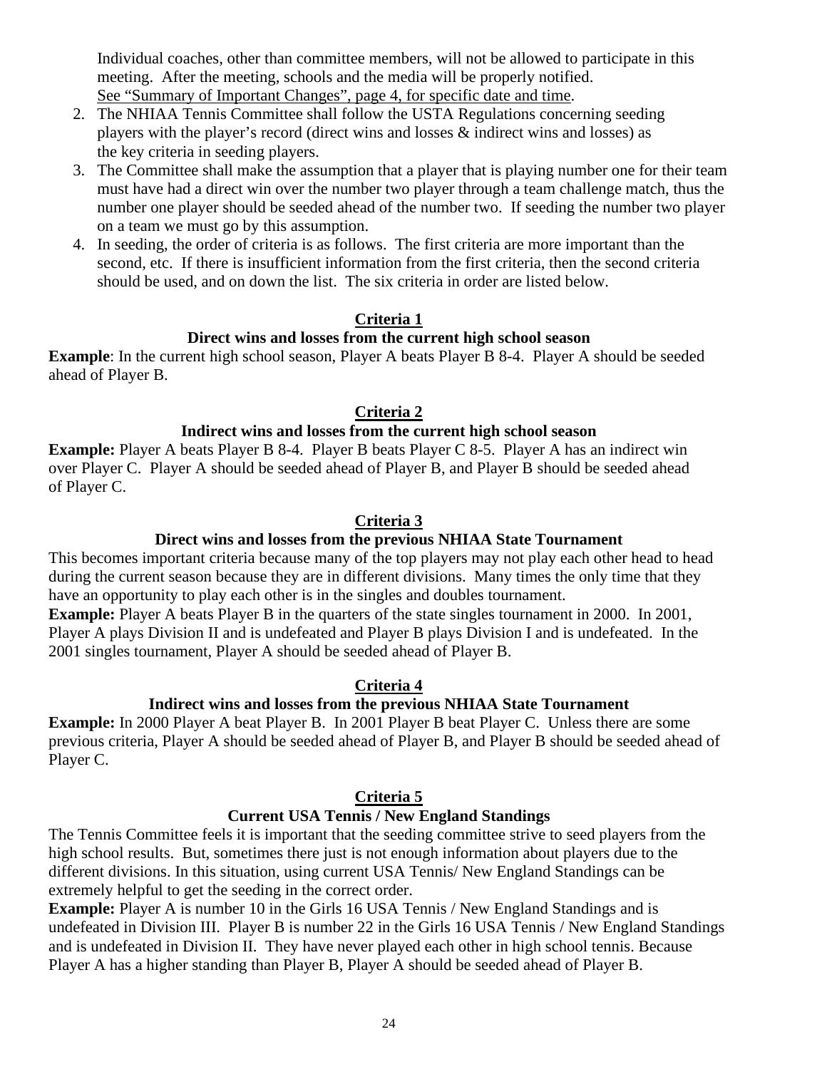Individual coaches, other than committee members, will not be allowed to participate in this meeting. After the meeting, schools and the media will be properly notified. <u>See "Summary of Important Changes", page 4, for specific date and time</u>.

2. The NHIAA Tennis Committee shall follow the USTA Regulations concerning seeding players with the player's record (direct wins and losses & indirect wins and losses) as the key criteria in seeding players.
3. The Committee shall make the assumption that a player that is playing number one for their team must have had a direct win over the number two player through a team challenge match, thus the number one player should be seeded ahead of the number two. If seeding the number two player on a team we must go by this assumption.
4. In seeding, the order of criteria is as follows. The first criteria are more important than the second, etc. If there is insufficient information from the first criteria, then the second criteria should be used, and on down the list. The six criteria in order are listed below.

## Criteria 1

**Direct wins and losses from the current high school season**

**Example**: In the current high school season, Player A beats Player B 8-4. Player A should be seeded ahead of Player B.

## Criteria 2

**Indirect wins and losses from the current high school season**

**Example:** Player A beats Player B 8-4. Player B beats Player C 8-5. Player A has an indirect win over Player C. Player A should be seeded ahead of Player B, and Player B should be seeded ahead of Player C.

## Criteria 3

**Direct wins and losses from the previous NHIAA State Tournament**

This becomes important criteria because many of the top players may not play each other head to head during the current season because they are in different divisions. Many times the only time that they have an opportunity to play each other is in the singles and doubles tournament.

**Example:** Player A beats Player B in the quarters of the state singles tournament in 2000. In 2001, Player A plays Division II and is undefeated and Player B plays Division I and is undefeated. In the 2001 singles tournament, Player A should be seeded ahead of Player B.

## Criteria 4

**Indirect wins and losses from the previous NHIAA State Tournament**

**Example:** In 2000 Player A beat Player B. In 2001 Player B beat Player C. Unless there are some previous criteria, Player A should be seeded ahead of Player B, and Player B should be seeded ahead of Player C.

## Criteria 5

**Current USA Tennis / New England Standings**

The Tennis Committee feels it is important that the seeding committee strive to seed players from the high school results. But, sometimes there just is not enough information about players due to the different divisions. In this situation, using current USA Tennis/ New England Standings can be extremely helpful to get the seeding in the correct order.

**Example:** Player A is number 10 in the Girls 16 USA Tennis / New England Standings and is undefeated in Division III. Player B is number 22 in the Girls 16 USA Tennis / New England Standings and is undefeated in Division II. They have never played each other in high school tennis. Because Player A has a higher standing than Player B, Player A should be seeded ahead of Player B.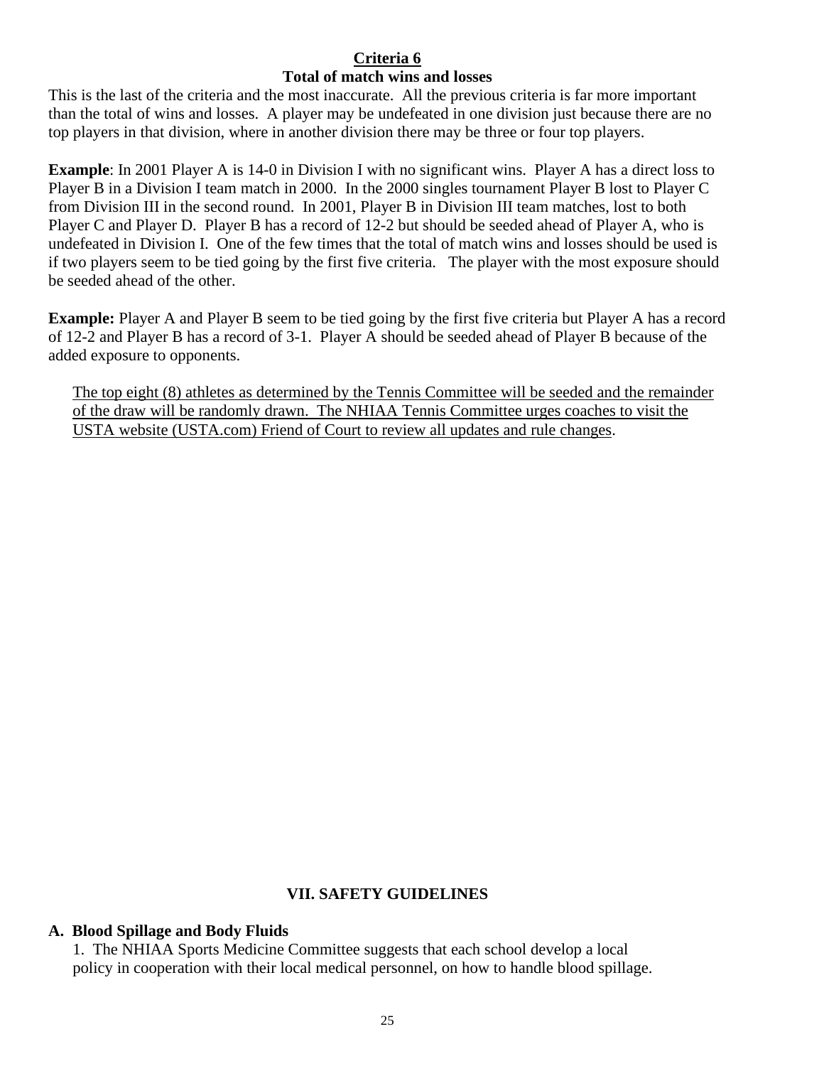### Criteria 6
**Total of match wins and losses**

This is the last of the criteria and the most inaccurate. All the previous criteria is far more important than the total of wins and losses. A player may be undefeated in one division just because there are no top players in that division, where in another division there may be three or four top players.

**Example**: In 2001 Player A is 14-0 in Division I with no significant wins. Player A has a direct loss to Player B in a Division I team match in 2000. In the 2000 singles tournament Player B lost to Player C from Division III in the second round. In 2001, Player B in Division III team matches, lost to both Player C and Player D. Player B has a record of 12-2 but should be seeded ahead of Player A, who is undefeated in Division I. One of the few times that the total of match wins and losses should be used is if two players seem to be tied going by the first five criteria. The player with the most exposure should be seeded ahead of the other.

**Example:** Player A and Player B seem to be tied going by the first five criteria but Player A has a record of 12-2 and Player B has a record of 3-1. Player A should be seeded ahead of Player B because of the added exposure to opponents.

The top eight (8) athletes as determined by the Tennis Committee will be seeded and the remainder of the draw will be randomly drawn. The NHIAA Tennis Committee urges coaches to visit the USTA website (USTA.com) Friend of Court to review all updates and rule changes.

## VII. SAFETY GUIDELINES

### A. Blood Spillage and Body Fluids

1. The NHIAA Sports Medicine Committee suggests that each school develop a local policy in cooperation with their local medical personnel, on how to handle blood spillage.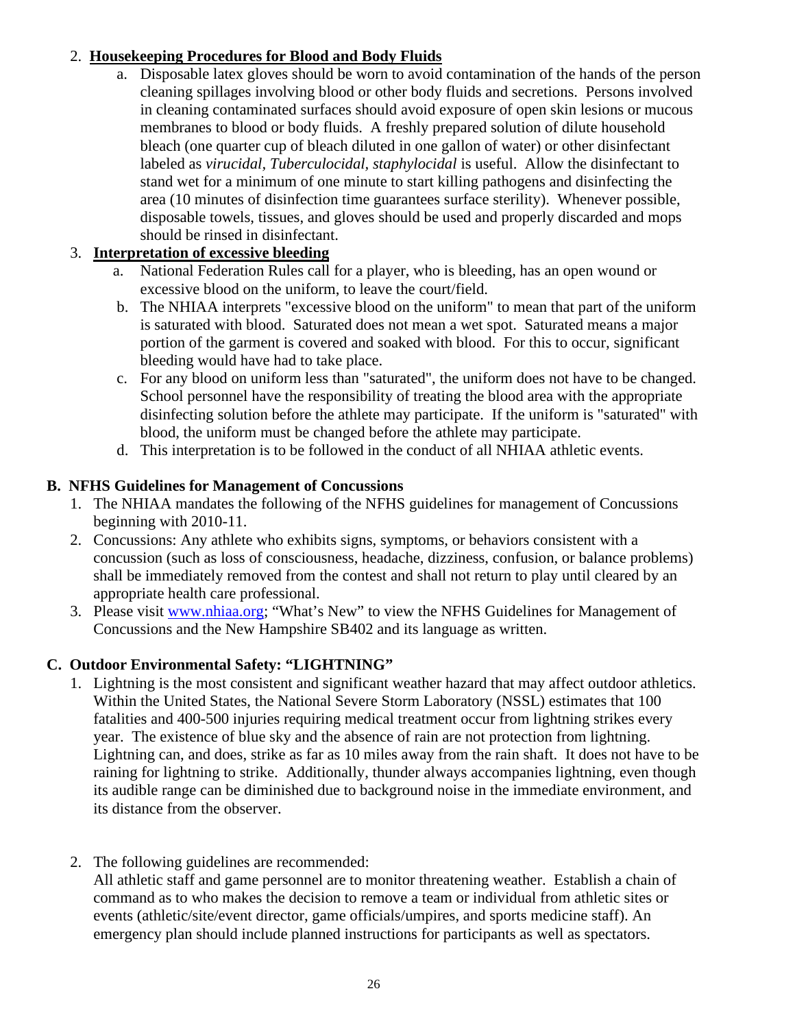2. **Housekeeping Procedures for Blood and Body Fluids**
   a. Disposable latex gloves should be worn to avoid contamination of the hands of the person cleaning spillages involving blood or other body fluids and secretions. Persons involved in cleaning contaminated surfaces should avoid exposure of open skin lesions or mucous membranes to blood or body fluids. A freshly prepared solution of dilute household bleach (one quarter cup of bleach diluted in one gallon of water) or other disinfectant labeled as *virucidal*, *Tuberculocidal*, *staphylocidal* is useful. Allow the disinfectant to stand wet for a minimum of one minute to start killing pathogens and disinfecting the area (10 minutes of disinfection time guarantees surface sterility). Whenever possible, disposable towels, tissues, and gloves should be used and properly discarded and mops should be rinsed in disinfectant.

3. **Interpretation of excessive bleeding**
   a. National Federation Rules call for a player, who is bleeding, has an open wound or excessive blood on the uniform, to leave the court/field.
   b. The NHIAA interprets "excessive blood on the uniform" to mean that part of the uniform is saturated with blood. Saturated does not mean a wet spot. Saturated means a major portion of the garment is covered and soaked with blood. For this to occur, significant bleeding would have had to take place.
   c. For any blood on uniform less than "saturated", the uniform does not have to be changed. School personnel have the responsibility of treating the blood area with the appropriate disinfecting solution before the athlete may participate. If the uniform is "saturated" with blood, the uniform must be changed before the athlete may participate.
   d. This interpretation is to be followed in the conduct of all NHIAA athletic events.

### B. NFHS Guidelines for Management of Concussions

1. The NHIAA mandates the following of the NFHS guidelines for management of Concussions beginning with 2010-11.
2. Concussions: Any athlete who exhibits signs, symptoms, or behaviors consistent with a concussion (such as loss of consciousness, headache, dizziness, confusion, or balance problems) shall be immediately removed from the contest and shall not return to play until cleared by an appropriate health care professional.
3. Please visit www.nhiaa.org; "What's New" to view the NFHS Guidelines for Management of Concussions and the New Hampshire SB402 and its language as written.

### C. Outdoor Environmental Safety: "LIGHTNING"

1. Lightning is the most consistent and significant weather hazard that may affect outdoor athletics. Within the United States, the National Severe Storm Laboratory (NSSL) estimates that 100 fatalities and 400-500 injuries requiring medical treatment occur from lightning strikes every year. The existence of blue sky and the absence of rain are not protection from lightning. Lightning can, and does, strike as far as 10 miles away from the rain shaft. It does not have to be raining for lightning to strike. Additionally, thunder always accompanies lightning, even though its audible range can be diminished due to background noise in the immediate environment, and its distance from the observer.

2. The following guidelines are recommended:
   All athletic staff and game personnel are to monitor threatening weather. Establish a chain of command as to who makes the decision to remove a team or individual from athletic sites or events (athletic/site/event director, game officials/umpires, and sports medicine staff). An emergency plan should include planned instructions for participants as well as spectators.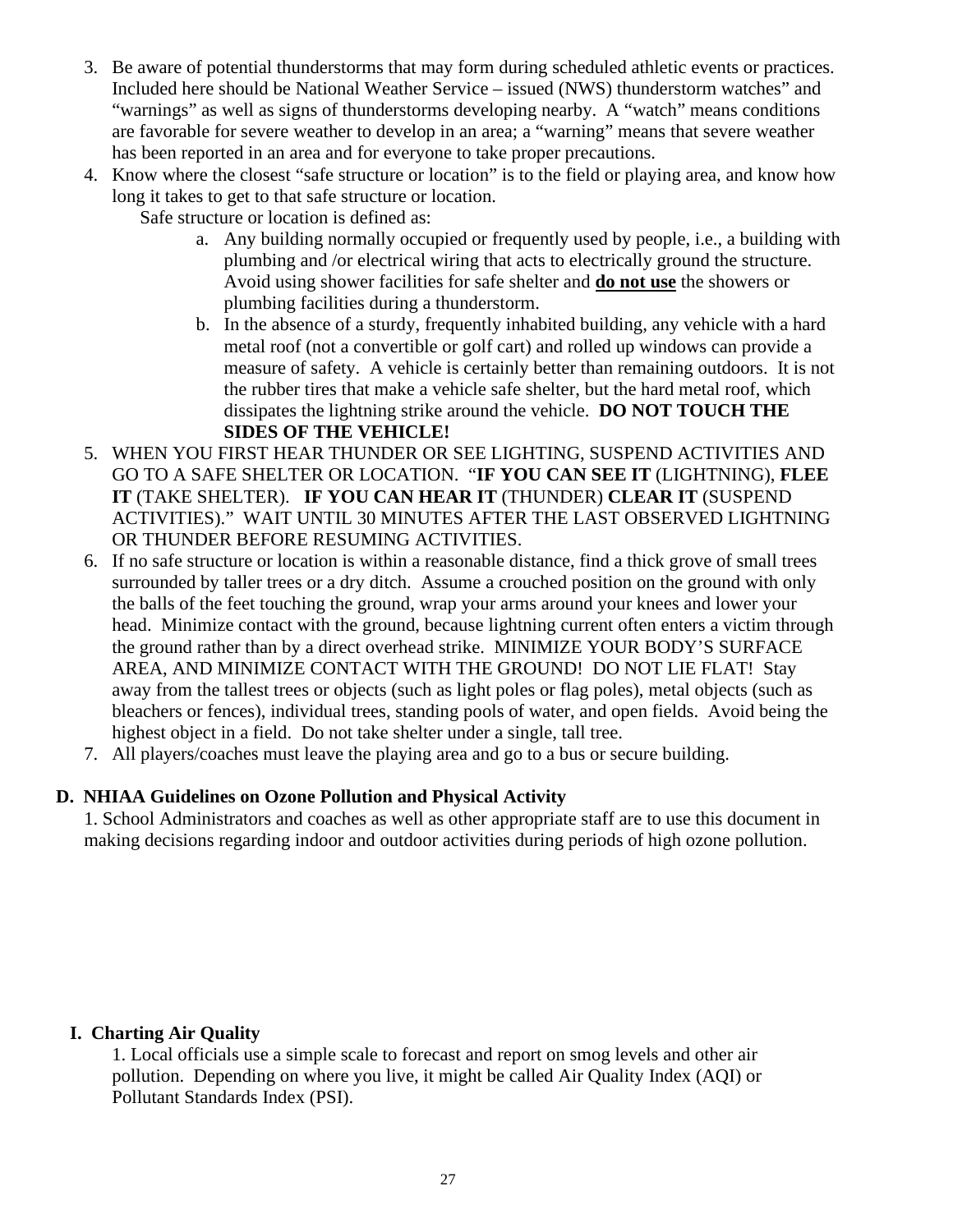3. Be aware of potential thunderstorms that may form during scheduled athletic events or practices. Included here should be National Weather Service – issued (NWS) thunderstorm watches" and "warnings" as well as signs of thunderstorms developing nearby. A "watch" means conditions are favorable for severe weather to develop in an area; a "warning" means that severe weather has been reported in an area and for everyone to take proper precautions.
4. Know where the closest "safe structure or location" is to the field or playing area, and know how long it takes to get to that safe structure or location.

   Safe structure or location is defined as:

   a. Any building normally occupied or frequently used by people, i.e., a building with plumbing and /or electrical wiring that acts to electrically ground the structure. Avoid using shower facilities for safe shelter and **do not use** the showers or plumbing facilities during a thunderstorm.
   b. In the absence of a sturdy, frequently inhabited building, any vehicle with a hard metal roof (not a convertible or golf cart) and rolled up windows can provide a measure of safety. A vehicle is certainly better than remaining outdoors. It is not the rubber tires that make a vehicle safe shelter, but the hard metal roof, which dissipates the lightning strike around the vehicle. **DO NOT TOUCH THE SIDES OF THE VEHICLE!**
5. WHEN YOU FIRST HEAR THUNDER OR SEE LIGHTING, SUSPEND ACTIVITIES AND GO TO A SAFE SHELTER OR LOCATION. "**IF YOU CAN SEE IT** (LIGHTNING), **FLEE IT** (TAKE SHELTER). **IF YOU CAN HEAR IT** (THUNDER) **CLEAR IT** (SUSPEND ACTIVITIES)." WAIT UNTIL 30 MINUTES AFTER THE LAST OBSERVED LIGHTNING OR THUNDER BEFORE RESUMING ACTIVITIES.
6. If no safe structure or location is within a reasonable distance, find a thick grove of small trees surrounded by taller trees or a dry ditch. Assume a crouched position on the ground with only the balls of the feet touching the ground, wrap your arms around your knees and lower your head. Minimize contact with the ground, because lightning current often enters a victim through the ground rather than by a direct overhead strike. MINIMIZE YOUR BODY'S SURFACE AREA, AND MINIMIZE CONTACT WITH THE GROUND! DO NOT LIE FLAT! Stay away from the tallest trees or objects (such as light poles or flag poles), metal objects (such as bleachers or fences), individual trees, standing pools of water, and open fields. Avoid being the highest object in a field. Do not take shelter under a single, tall tree.
7. All players/coaches must leave the playing area and go to a bus or secure building.

## D. NHIAA Guidelines on Ozone Pollution and Physical Activity

1. School Administrators and coaches as well as other appropriate staff are to use this document in making decisions regarding indoor and outdoor activities during periods of high ozone pollution.

### I. Charting Air Quality

1. Local officials use a simple scale to forecast and report on smog levels and other air pollution. Depending on where you live, it might be called Air Quality Index (AQI) or Pollutant Standards Index (PSI).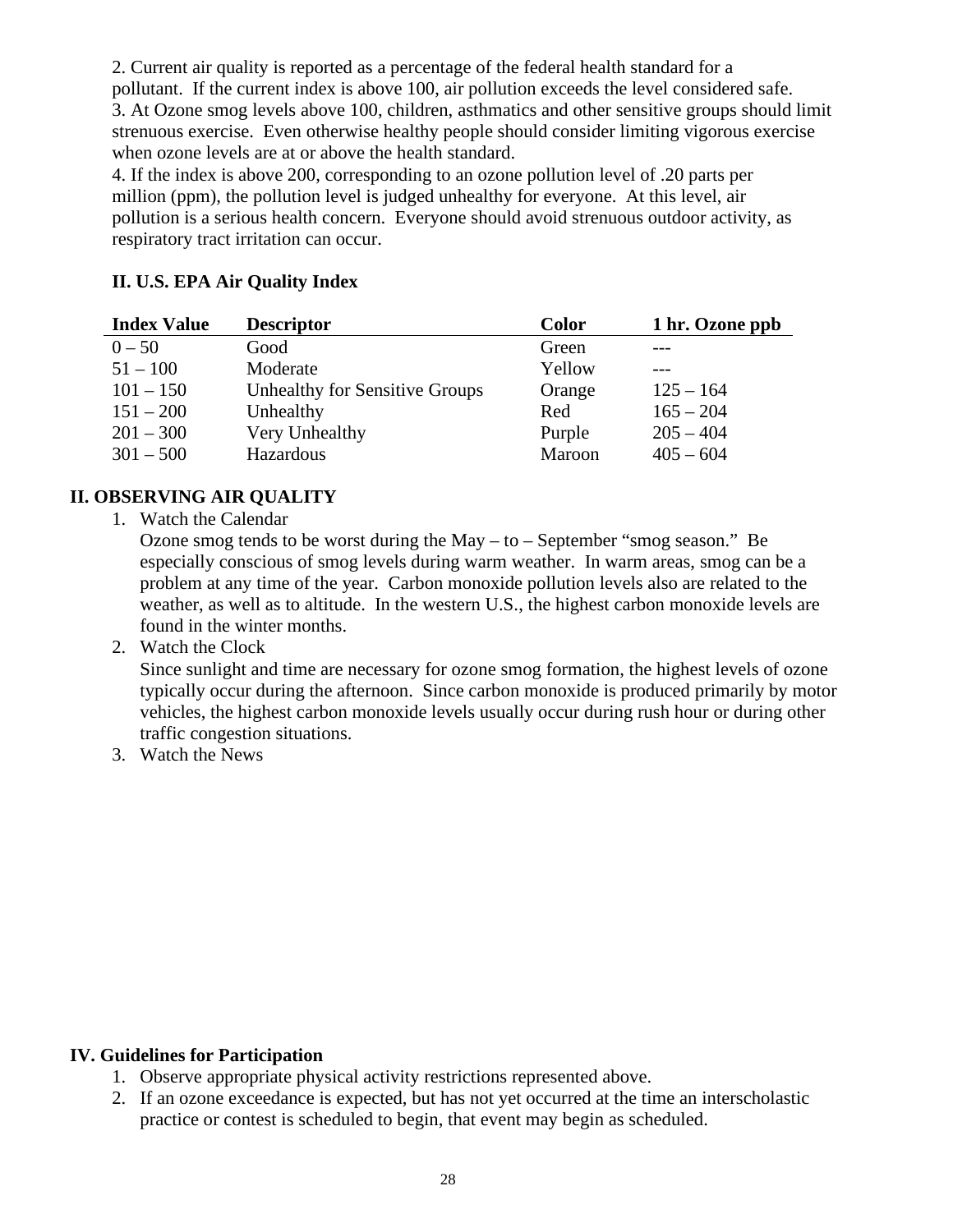2. Current air quality is reported as a percentage of the federal health standard for a pollutant. If the current index is above 100, air pollution exceeds the level considered safe.
3. At Ozone smog levels above 100, children, asthmatics and other sensitive groups should limit strenuous exercise. Even otherwise healthy people should consider limiting vigorous exercise when ozone levels are at or above the health standard.
4. If the index is above 200, corresponding to an ozone pollution level of .20 parts per million (ppm), the pollution level is judged unhealthy for everyone. At this level, air pollution is a serious health concern. Everyone should avoid strenuous outdoor activity, as respiratory tract irritation can occur.

**II. U.S. EPA Air Quality Index**

| Index Value | Descriptor | Color | 1 hr. Ozone ppb |
|---|---|---|---|
| 0 – 50 | Good | Green | --- |
| 51 – 100 | Moderate | Yellow | --- |
| 101 – 150 | Unhealthy for Sensitive Groups | Orange | 125 – 164 |
| 151 – 200 | Unhealthy | Red | 165 – 204 |
| 201 – 300 | Very Unhealthy | Purple | 205 – 404 |
| 301 – 500 | Hazardous | Maroon | 405 – 604 |

## II. OBSERVING AIR QUALITY

1. Watch the Calendar
   Ozone smog tends to be worst during the May – to – September "smog season." Be especially conscious of smog levels during warm weather. In warm areas, smog can be a problem at any time of the year. Carbon monoxide pollution levels also are related to the weather, as well as to altitude. In the western U.S., the highest carbon monoxide levels are found in the winter months.
2. Watch the Clock
   Since sunlight and time are necessary for ozone smog formation, the highest levels of ozone typically occur during the afternoon. Since carbon monoxide is produced primarily by motor vehicles, the highest carbon monoxide levels usually occur during rush hour or during other traffic congestion situations.
3. Watch the News

## IV. Guidelines for Participation

1. Observe appropriate physical activity restrictions represented above.
2. If an ozone exceedance is expected, but has not yet occurred at the time an interscholastic practice or contest is scheduled to begin, that event may begin as scheduled.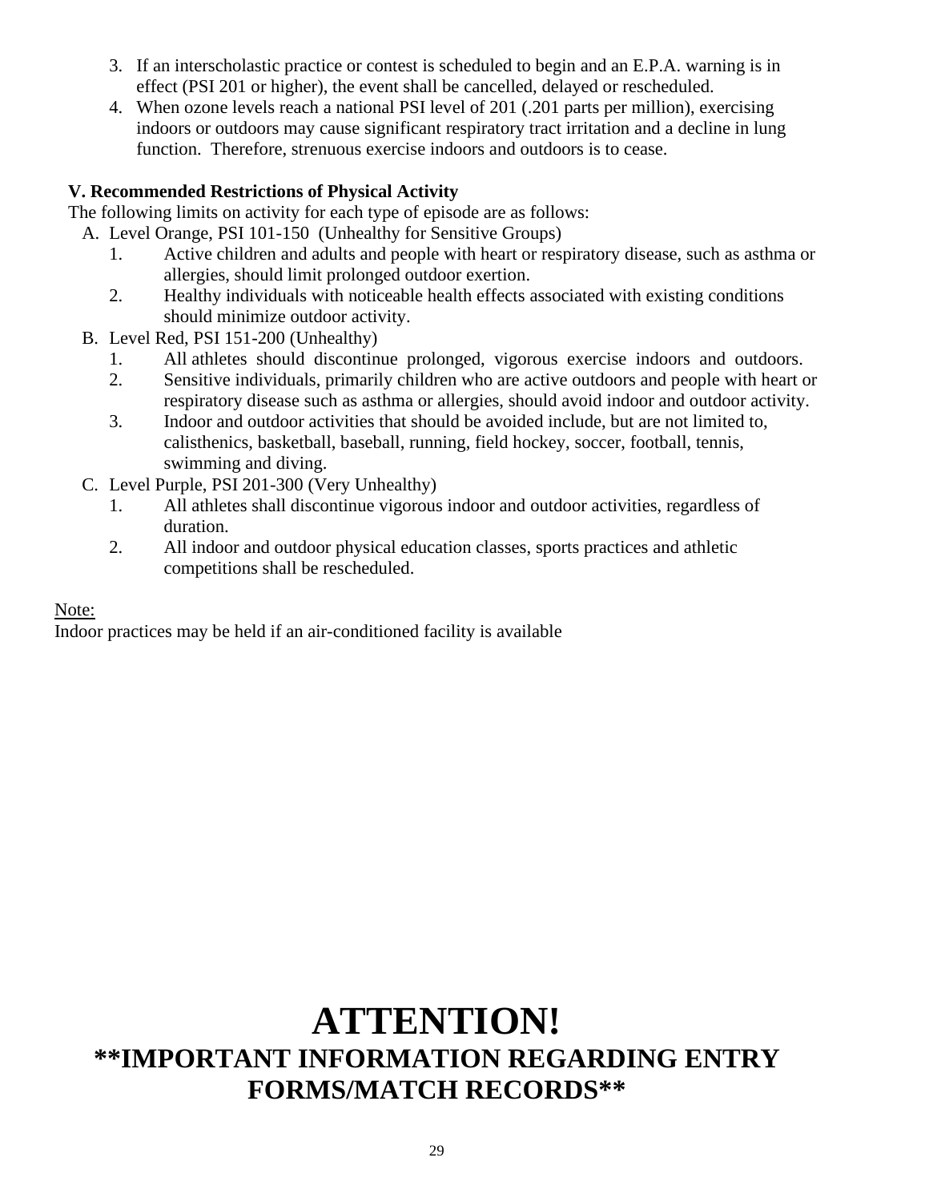3. If an interscholastic practice or contest is scheduled to begin and an E.P.A. warning is in effect (PSI 201 or higher), the event shall be cancelled, delayed or rescheduled.
4. When ozone levels reach a national PSI level of 201 (.201 parts per million), exercising indoors or outdoors may cause significant respiratory tract irritation and a decline in lung function. Therefore, strenuous exercise indoors and outdoors is to cease.

**V. Recommended Restrictions of Physical Activity**

The following limits on activity for each type of episode are as follows:

A. Level Orange, PSI 101-150 (Unhealthy for Sensitive Groups)
   1. Active children and adults and people with heart or respiratory disease, such as asthma or allergies, should limit prolonged outdoor exertion.
   2. Healthy individuals with noticeable health effects associated with existing conditions should minimize outdoor activity.

B. Level Red, PSI 151-200 (Unhealthy)
   1. All athletes should discontinue prolonged, vigorous exercise indoors and outdoors.
   2. Sensitive individuals, primarily children who are active outdoors and people with heart or respiratory disease such as asthma or allergies, should avoid indoor and outdoor activity.
   3. Indoor and outdoor activities that should be avoided include, but are not limited to, calisthenics, basketball, baseball, running, field hockey, soccer, football, tennis, swimming and diving.

C. Level Purple, PSI 201-300 (Very Unhealthy)
   1. All athletes shall discontinue vigorous indoor and outdoor activities, regardless of duration.
   2. All indoor and outdoor physical education classes, sports practices and athletic competitions shall be rescheduled.

Note:

Indoor practices may be held if an air-conditioned facility is available

# ATTENTION!

## **IMPORTANT INFORMATION REGARDING ENTRY FORMS/MATCH RECORDS**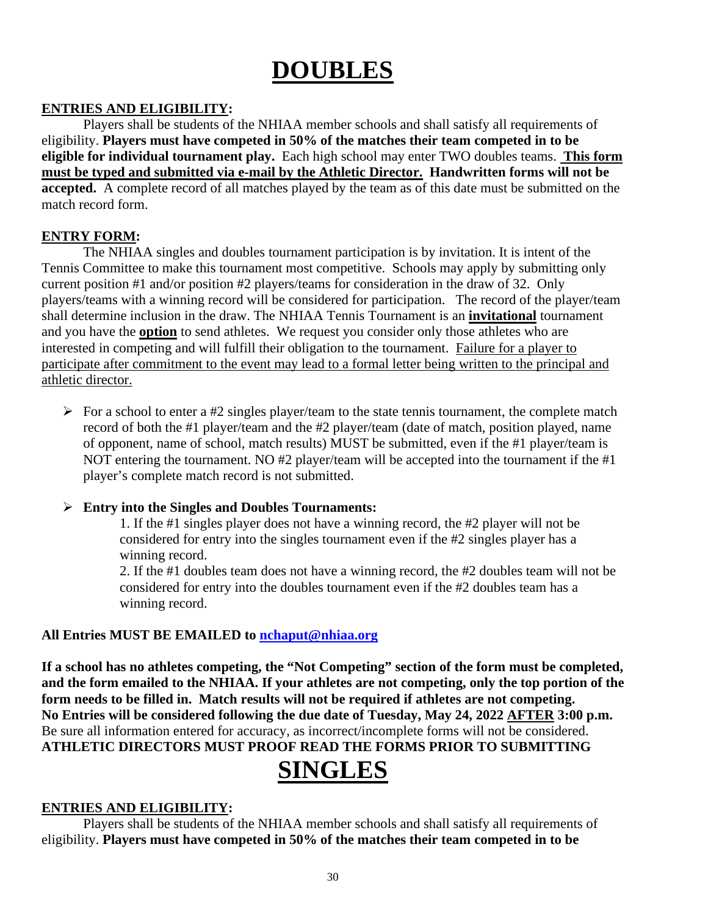# DOUBLES

**ENTRIES AND ELIGIBILITY:**

Players shall be students of the NHIAA member schools and shall satisfy all requirements of eligibility. **Players must have competed in 50% of the matches their team competed in to be eligible for individual tournament play.** Each high school may enter TWO doubles teams. **This form must be typed and submitted via e-mail by the Athletic Director. Handwritten forms will not be accepted.** A complete record of all matches played by the team as of this date must be submitted on the match record form.

**ENTRY FORM:**

The NHIAA singles and doubles tournament participation is by invitation. It is intent of the Tennis Committee to make this tournament most competitive. Schools may apply by submitting only current position #1 and/or position #2 players/teams for consideration in the draw of 32. Only players/teams with a winning record will be considered for participation. The record of the player/team shall determine inclusion in the draw. The NHIAA Tennis Tournament is an **invitational** tournament and you have the **option** to send athletes. We request you consider only those athletes who are interested in competing and will fulfill their obligation to the tournament. Failure for a player to participate after commitment to the event may lead to a formal letter being written to the principal and athletic director.

- For a school to enter a #2 singles player/team to the state tennis tournament, the complete match record of both the #1 player/team and the #2 player/team (date of match, position played, name of opponent, name of school, match results) MUST be submitted, even if the #1 player/team is NOT entering the tournament. NO #2 player/team will be accepted into the tournament if the #1 player's complete match record is not submitted.

- **Entry into the Singles and Doubles Tournaments:**

  1. If the #1 singles player does not have a winning record, the #2 player will not be considered for entry into the singles tournament even if the #2 singles player has a winning record.

  2. If the #1 doubles team does not have a winning record, the #2 doubles team will not be considered for entry into the doubles tournament even if the #2 doubles team has a winning record.

**All Entries MUST BE EMAILED to nchaput@nhiaa.org**

**If a school has no athletes competing, the "Not Competing" section of the form must be completed, and the form emailed to the NHIAA. If your athletes are not competing, only the top portion of the form needs to be filled in. Match results will not be required if athletes are not competing.**
**No Entries will be considered following the due date of Tuesday, May 24, 2022 AFTER 3:00 p.m.**
Be sure all information entered for accuracy, as incorrect/incomplete forms will not be considered.
**ATHLETIC DIRECTORS MUST PROOF READ THE FORMS PRIOR TO SUBMITTING**

# SINGLES

**ENTRIES AND ELIGIBILITY:**

Players shall be students of the NHIAA member schools and shall satisfy all requirements of eligibility. **Players must have competed in 50% of the matches their team competed in to be**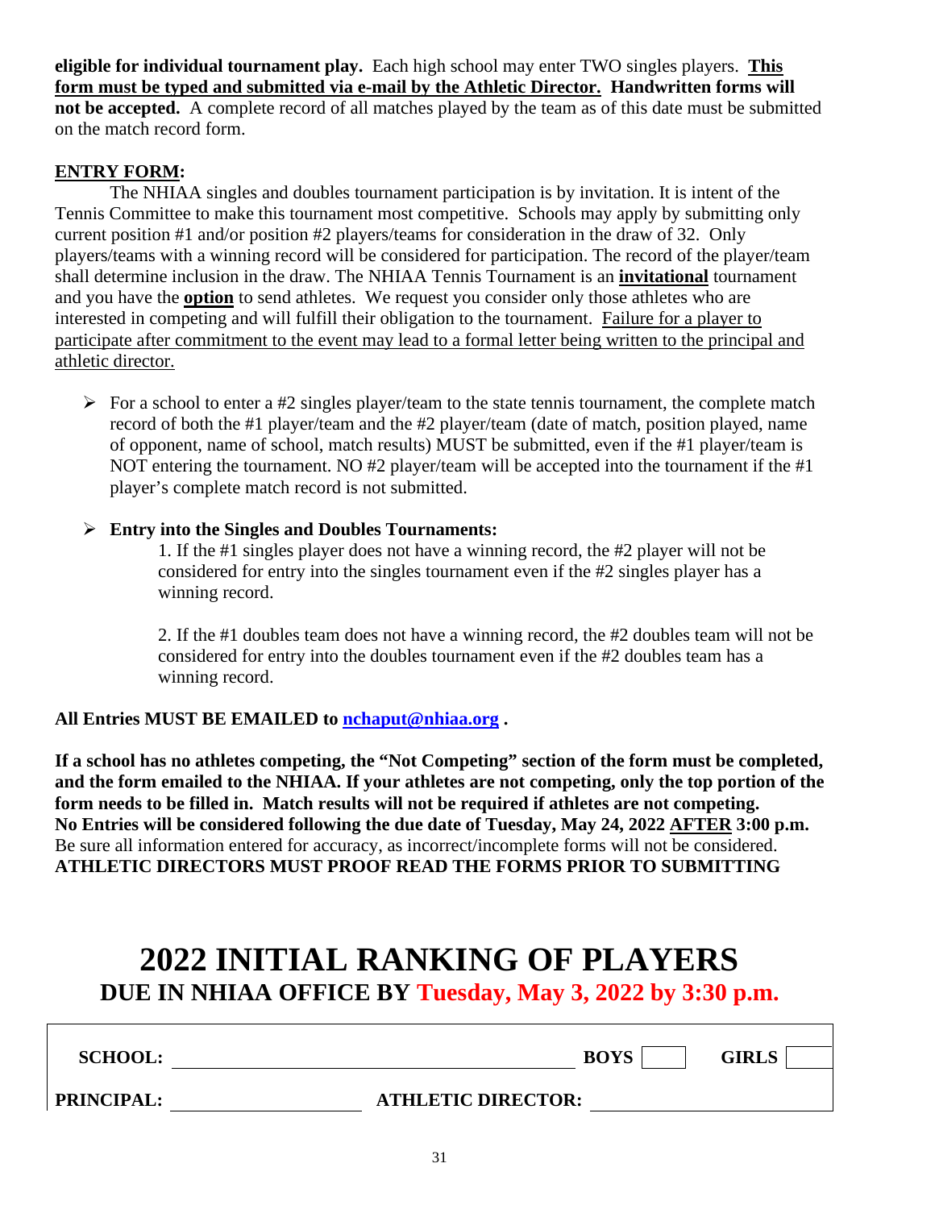**eligible for individual tournament play.** Each high school may enter TWO singles players. **This form must be typed and submitted via e-mail by the Athletic Director. Handwritten forms will not be accepted.** A complete record of all matches played by the team as of this date must be submitted on the match record form.

**ENTRY FORM:**

The NHIAA singles and doubles tournament participation is by invitation. It is intent of the Tennis Committee to make this tournament most competitive. Schools may apply by submitting only current position #1 and/or position #2 players/teams for consideration in the draw of 32. Only players/teams with a winning record will be considered for participation. The record of the player/team shall determine inclusion in the draw. The NHIAA Tennis Tournament is an **invitational** tournament and you have the **option** to send athletes. We request you consider only those athletes who are interested in competing and will fulfill their obligation to the tournament. Failure for a player to participate after commitment to the event may lead to a formal letter being written to the principal and athletic director.

- For a school to enter a #2 singles player/team to the state tennis tournament, the complete match record of both the #1 player/team and the #2 player/team (date of match, position played, name of opponent, name of school, match results) MUST be submitted, even if the #1 player/team is NOT entering the tournament. NO #2 player/team will be accepted into the tournament if the #1 player's complete match record is not submitted.

- **Entry into the Singles and Doubles Tournaments:**

  1. If the #1 singles player does not have a winning record, the #2 player will not be considered for entry into the singles tournament even if the #2 singles player has a winning record.

  2. If the #1 doubles team does not have a winning record, the #2 doubles team will not be considered for entry into the doubles tournament even if the #2 doubles team has a winning record.

**All Entries MUST BE EMAILED to nchaput@nhiaa.org .**

**If a school has no athletes competing, the "Not Competing" section of the form must be completed, and the form emailed to the NHIAA. If your athletes are not competing, only the top portion of the form needs to be filled in. Match results will not be required if athletes are not competing.**
**No Entries will be considered following the due date of Tuesday, May 24, 2022 AFTER 3:00 p.m.**
Be sure all information entered for accuracy, as incorrect/incomplete forms will not be considered.
**ATHLETIC DIRECTORS MUST PROOF READ THE FORMS PRIOR TO SUBMITTING**

# 2022 INITIAL RANKING OF PLAYERS

## DUE IN NHIAA OFFICE BY Tuesday, May 3, 2022 by 3:30 p.m.

**SCHOOL:** ______________________________ **BOYS** ☐ **GIRLS** ☐

**PRINCIPAL:** ____________________ **ATHLETIC DIRECTOR:** ____________________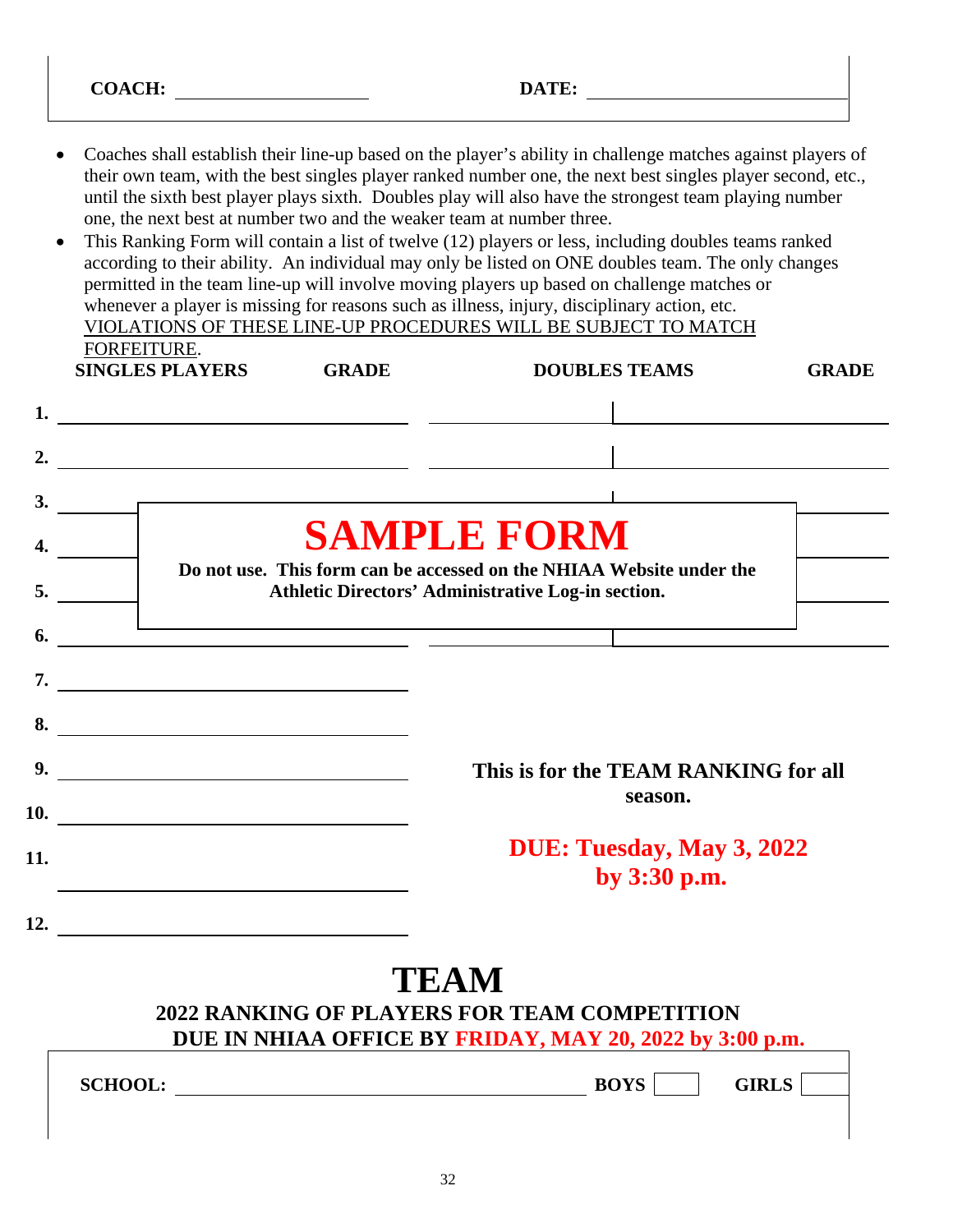**COACH:** ____________________ **DATE:** ____________________

- Coaches shall establish their line-up based on the player's ability in challenge matches against players of their own team, with the best singles player ranked number one, the next best singles player second, etc., until the sixth best player plays sixth. Doubles play will also have the strongest team playing number one, the next best at number two and the weaker team at number three.
- This Ranking Form will contain a list of twelve (12) players or less, including doubles teams ranked according to their ability. An individual may only be listed on ONE doubles team. The only changes permitted in the team line-up will involve moving players up based on challenge matches or whenever a player is missing for reasons such as illness, injury, disciplinary action, etc. VIOLATIONS OF THESE LINE-UP PROCEDURES WILL BE SUBJECT TO MATCH FORFEITURE.

| | SINGLES PLAYERS | GRADE | DOUBLES TEAMS | | GRADE |
|---|---|---|---|---|---|
| 1. | | | | | |
| 2. | | | | | |
| 3. | | | | | |
| 4. | | | | | |
| 5. | | | | | |
| 6. | | | | | |
| 7. | | | | | |
| 8. | | | | | |
| 9. | | | | | |
| 10. | | | | | |
| 11. | | | | | |
| 12. | | | | | |

# SAMPLE FORM

**Do not use. This form can be accessed on the NHIAA Website under the Athletic Directors' Administrative Log-in section.**

**This is for the TEAM RANKING for all season.**

**DUE: Tuesday, May 3, 2022 by 3:30 p.m.**

# TEAM

## 2022 RANKING OF PLAYERS FOR TEAM COMPETITION

**DUE IN NHIAA OFFICE BY FRIDAY, MAY 20, 2022 by 3:00 p.m.**

**SCHOOL:** ____________________ **BOYS** ☐ **GIRLS** ☐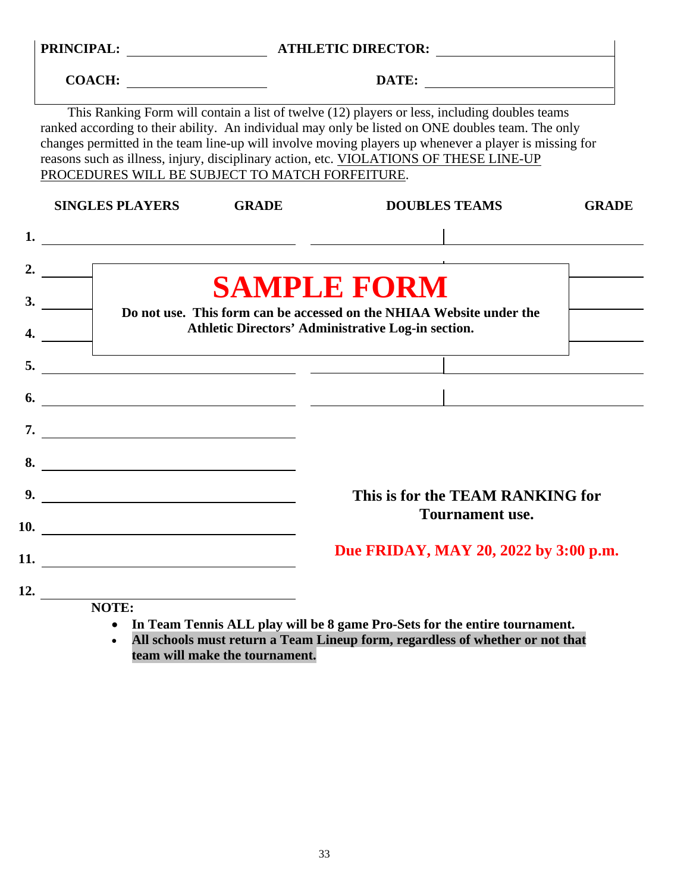**PRINCIPAL:** ____________________ **ATHLETIC DIRECTOR:** ____________________

**COACH:** ____________________ **DATE:** ____________________

This Ranking Form will contain a list of twelve (12) players or less, including doubles teams ranked according to their ability. An individual may only be listed on ONE doubles team. The only changes permitted in the team line-up will involve moving players up whenever a player is missing for reasons such as illness, injury, disciplinary action, etc. VIOLATIONS OF THESE LINE-UP PROCEDURES WILL BE SUBJECT TO MATCH FORFEITURE.

| | SINGLES PLAYERS | GRADE | DOUBLES TEAMS | | GRADE |
|---|---|---|---|---|---|
| 1. | | | | | |
| 2. | | | | | |
| 3. | | | | | |
| 4. | | | | | |
| 5. | | | | | |
| 6. | | | | | |
| 7. | | | | | |
| 8. | | | | | |
| 9. | | | | | |
| 10. | | | | | |
| 11. | | | | | |
| 12. | | | | | |

# SAMPLE FORM

**Do not use. This form can be accessed on the NHIAA Website under the Athletic Directors' Administrative Log-in section.**

**This is for the TEAM RANKING for Tournament use.**

**Due FRIDAY, MAY 20, 2022 by 3:00 p.m.**

**NOTE:**

- **In Team Tennis ALL play will be 8 game Pro-Sets for the entire tournament.**
- **All schools must return a Team Lineup form, regardless of whether or not that team will make the tournament.**